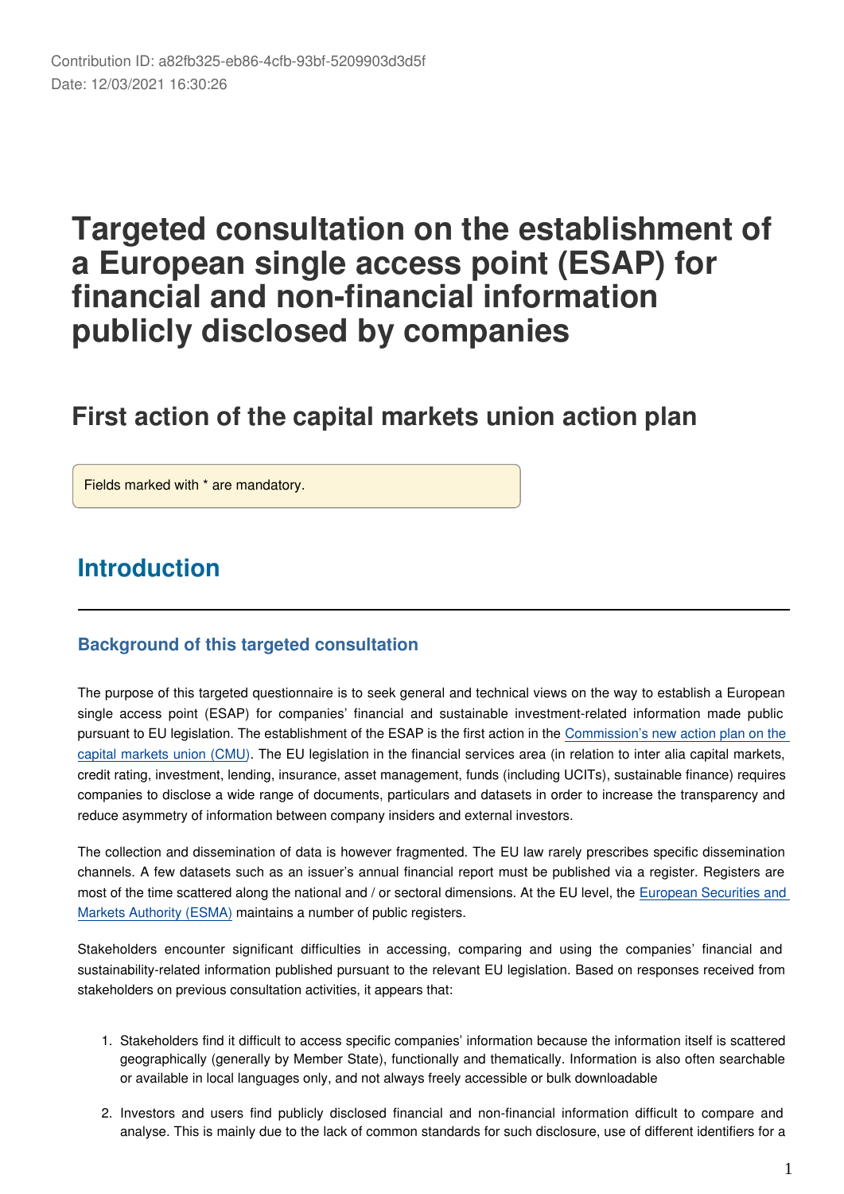Contribution ID: a82fb325-eb86-4cfb-93bf-5209903d3d5f
Date: 12/03/2021 16:30:26

# Targeted consultation on the establishment of a European single access point (ESAP) for financial and non-financial information publicly disclosed by companies

## First action of the capital markets union action plan

Fields marked with * are mandatory.

## Introduction

### Background of this targeted consultation

The purpose of this targeted questionnaire is to seek general and technical views on the way to establish a European single access point (ESAP) for companies' financial and sustainable investment-related information made public pursuant to EU legislation. The establishment of the ESAP is the first action in the [Commission's new action plan on the capital markets union (CMU)](). The EU legislation in the financial services area (in relation to inter alia capital markets, credit rating, investment, lending, insurance, asset management, funds (including UCITs), sustainable finance) requires companies to disclose a wide range of documents, particulars and datasets in order to increase the transparency and reduce asymmetry of information between company insiders and external investors.

The collection and dissemination of data is however fragmented. The EU law rarely prescribes specific dissemination channels. A few datasets such as an issuer's annual financial report must be published via a register. Registers are most of the time scattered along the national and / or sectoral dimensions. At the EU level, the [European Securities and Markets Authority (ESMA)]() maintains a number of public registers.

Stakeholders encounter significant difficulties in accessing, comparing and using the companies' financial and sustainability-related information published pursuant to the relevant EU legislation. Based on responses received from stakeholders on previous consultation activities, it appears that:

1. Stakeholders find it difficult to access specific companies' information because the information itself is scattered geographically (generally by Member State), functionally and thematically. Information is also often searchable or available in local languages only, and not always freely accessible or bulk downloadable
2. Investors and users find publicly disclosed financial and non-financial information difficult to compare and analyse. This is mainly due to the lack of common standards for such disclosure, use of different identifiers for a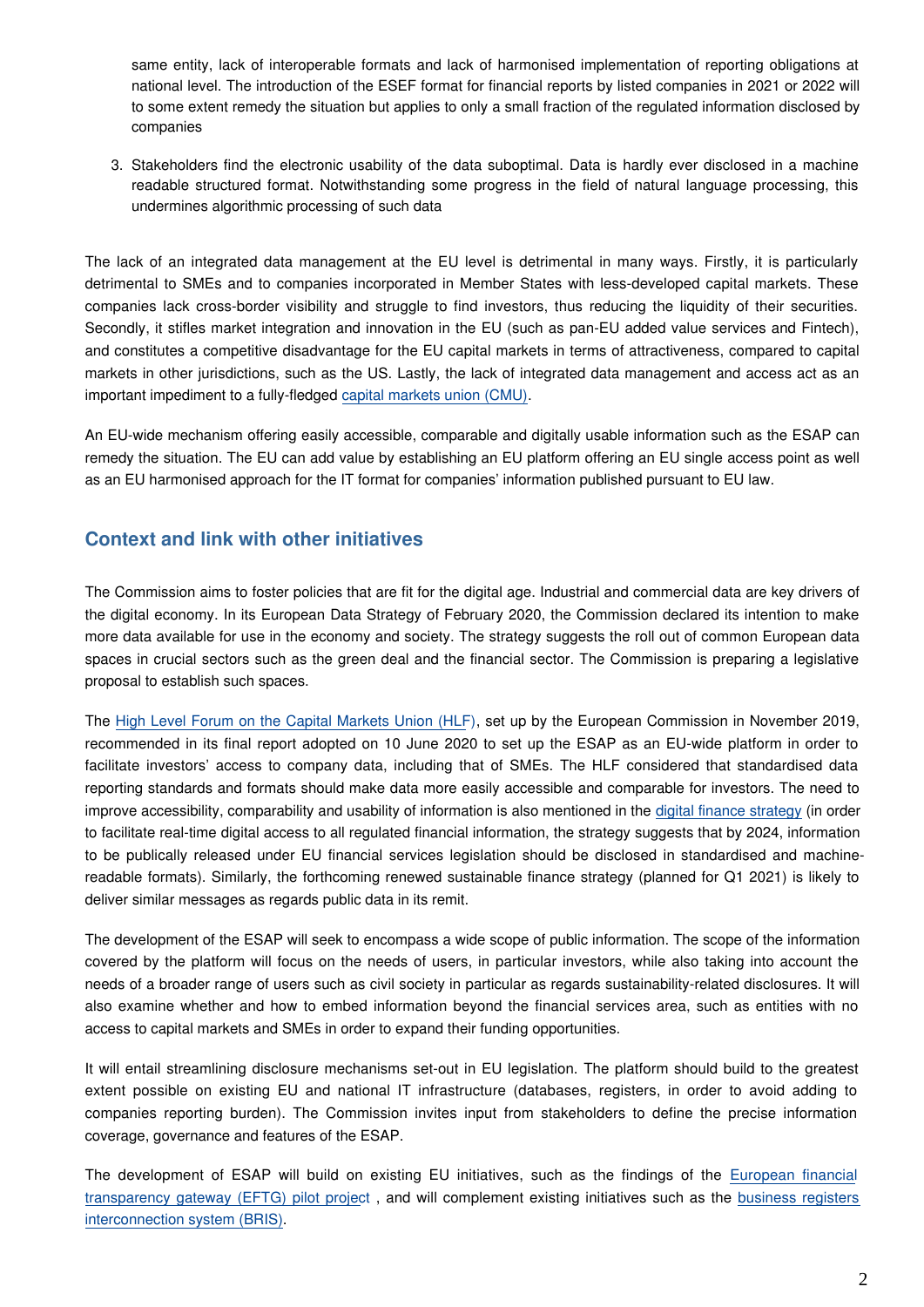same entity, lack of interoperable formats and lack of harmonised implementation of reporting obligations at national level. The introduction of the ESEF format for financial reports by listed companies in 2021 or 2022 will to some extent remedy the situation but applies to only a small fraction of the regulated information disclosed by companies

3. Stakeholders find the electronic usability of the data suboptimal. Data is hardly ever disclosed in a machine readable structured format. Notwithstanding some progress in the field of natural language processing, this undermines algorithmic processing of such data

The lack of an integrated data management at the EU level is detrimental in many ways. Firstly, it is particularly detrimental to SMEs and to companies incorporated in Member States with less-developed capital markets. These companies lack cross-border visibility and struggle to find investors, thus reducing the liquidity of their securities. Secondly, it stifles market integration and innovation in the EU (such as pan-EU added value services and Fintech), and constitutes a competitive disadvantage for the EU capital markets in terms of attractiveness, compared to capital markets in other jurisdictions, such as the US. Lastly, the lack of integrated data management and access act as an important impediment to a fully-fledged capital markets union (CMU).

An EU-wide mechanism offering easily accessible, comparable and digitally usable information such as the ESAP can remedy the situation. The EU can add value by establishing an EU platform offering an EU single access point as well as an EU harmonised approach for the IT format for companies' information published pursuant to EU law.

## Context and link with other initiatives

The Commission aims to foster policies that are fit for the digital age. Industrial and commercial data are key drivers of the digital economy. In its European Data Strategy of February 2020, the Commission declared its intention to make more data available for use in the economy and society. The strategy suggests the roll out of common European data spaces in crucial sectors such as the green deal and the financial sector. The Commission is preparing a legislative proposal to establish such spaces.

The High Level Forum on the Capital Markets Union (HLF), set up by the European Commission in November 2019, recommended in its final report adopted on 10 June 2020 to set up the ESAP as an EU-wide platform in order to facilitate investors' access to company data, including that of SMEs. The HLF considered that standardised data reporting standards and formats should make data more easily accessible and comparable for investors. The need to improve accessibility, comparability and usability of information is also mentioned in the digital finance strategy (in order to facilitate real-time digital access to all regulated financial information, the strategy suggests that by 2024, information to be publically released under EU financial services legislation should be disclosed in standardised and machine-readable formats). Similarly, the forthcoming renewed sustainable finance strategy (planned for Q1 2021) is likely to deliver similar messages as regards public data in its remit.

The development of the ESAP will seek to encompass a wide scope of public information. The scope of the information covered by the platform will focus on the needs of users, in particular investors, while also taking into account the needs of a broader range of users such as civil society in particular as regards sustainability-related disclosures. It will also examine whether and how to embed information beyond the financial services area, such as entities with no access to capital markets and SMEs in order to expand their funding opportunities.

It will entail streamlining disclosure mechanisms set-out in EU legislation. The platform should build to the greatest extent possible on existing EU and national IT infrastructure (databases, registers, in order to avoid adding to companies reporting burden). The Commission invites input from stakeholders to define the precise information coverage, governance and features of the ESAP.

The development of ESAP will build on existing EU initiatives, such as the findings of the European financial transparency gateway (EFTG) pilot project , and will complement existing initiatives such as the business registers interconnection system (BRIS).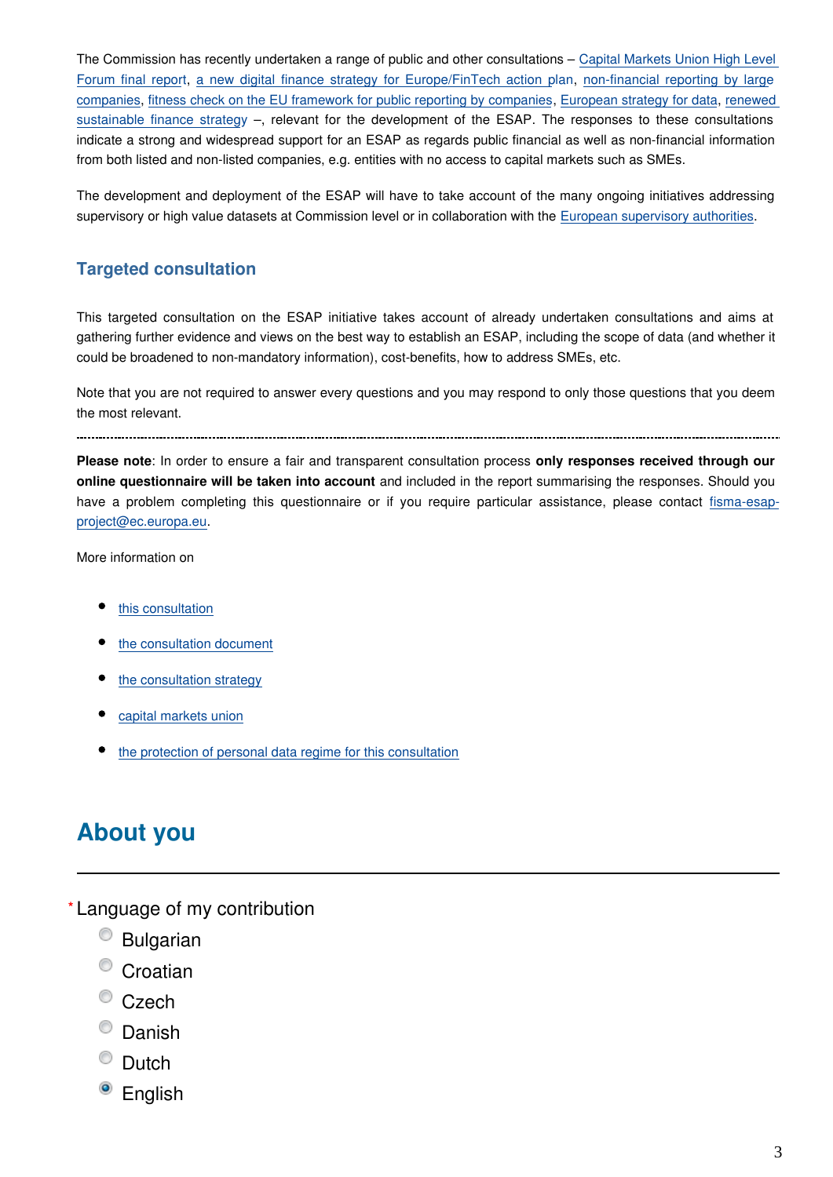The Commission has recently undertaken a range of public and other consultations – Capital Markets Union High Level Forum final report, a new digital finance strategy for Europe/FinTech action plan, non-financial reporting by large companies, fitness check on the EU framework for public reporting by companies, European strategy for data, renewed sustainable finance strategy –, relevant for the development of the ESAP. The responses to these consultations indicate a strong and widespread support for an ESAP as regards public financial as well as non-financial information from both listed and non-listed companies, e.g. entities with no access to capital markets such as SMEs.

The development and deployment of the ESAP will have to take account of the many ongoing initiatives addressing supervisory or high value datasets at Commission level or in collaboration with the European supervisory authorities.

## Targeted consultation

This targeted consultation on the ESAP initiative takes account of already undertaken consultations and aims at gathering further evidence and views on the best way to establish an ESAP, including the scope of data (and whether it could be broadened to non-mandatory information), cost-benefits, how to address SMEs, etc.

Note that you are not required to answer every questions and you may respond to only those questions that you deem the most relevant.

---

**Please note**: In order to ensure a fair and transparent consultation process **only responses received through our online questionnaire will be taken into account** and included in the report summarising the responses. Should you have a problem completing this questionnaire or if you require particular assistance, please contact fisma-esap-project@ec.europa.eu.

More information on

- this consultation
- the consultation document
- the consultation strategy
- capital markets union
- the protection of personal data regime for this consultation

# About you

---

\* Language of my contribution

- ○ Bulgarian
- ○ Croatian
- ○ Czech
- ○ Danish
- ○ Dutch
- ◉ English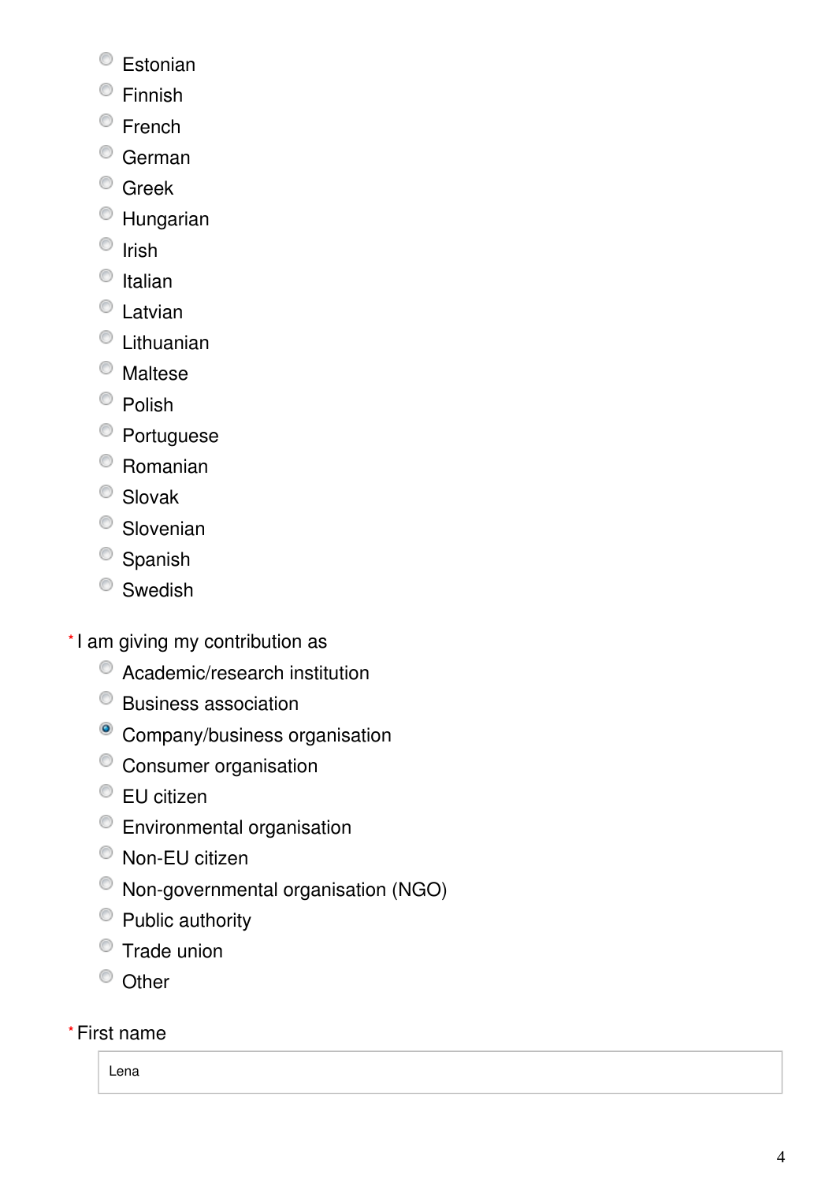- Estonian
- Finnish
- French
- German
- Greek
- Hungarian
- Irish
- Italian
- Latvian
- Lithuanian
- Maltese
- Polish
- Portuguese
- Romanian
- Slovak
- Slovenian
- Spanish
- Swedish

* I am giving my contribution as

- Academic/research institution
- Business association
- [x] Company/business organisation
- Consumer organisation
- EU citizen
- Environmental organisation
- Non-EU citizen
- Non-governmental organisation (NGO)
- Public authority
- Trade union
- Other

* First name

Lena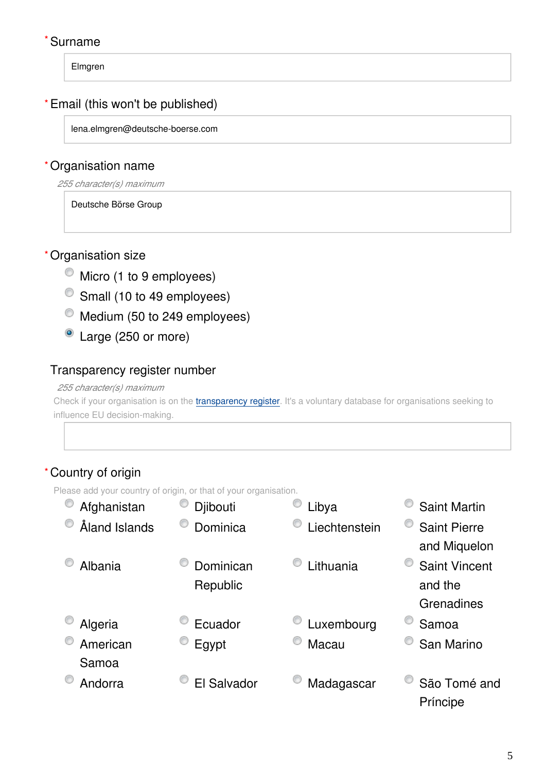\* Surname

Elmgren

\* Email (this won't be published)

lena.elmgren@deutsche-boerse.com

\* Organisation name

*255 character(s) maximum*

Deutsche Börse Group

\* Organisation size

- ○ Micro (1 to 9 employees)
- ○ Small (10 to 49 employees)
- ○ Medium (50 to 249 employees)
- ● Large (250 or more)

Transparency register number

*255 character(s) maximum*

Check if your organisation is on the transparency register. It's a voluntary database for organisations seeking to influence EU decision-making.

\* Country of origin

Please add your country of origin, or that of your organisation.

| | | | |
|---|---|---|---|
| ○ Afghanistan | ○ Djibouti | ○ Libya | ○ Saint Martin |
| ○ Åland Islands | ○ Dominica | ○ Liechtenstein | ○ Saint Pierre and Miquelon |
| ○ Albania | ○ Dominican Republic | ○ Lithuania | ○ Saint Vincent and the Grenadines |
| ○ Algeria | ○ Ecuador | ○ Luxembourg | ○ Samoa |
| ○ American Samoa | ○ Egypt | ○ Macau | ○ San Marino |
| ○ Andorra | ○ El Salvador | ○ Madagascar | ○ São Tomé and Príncipe |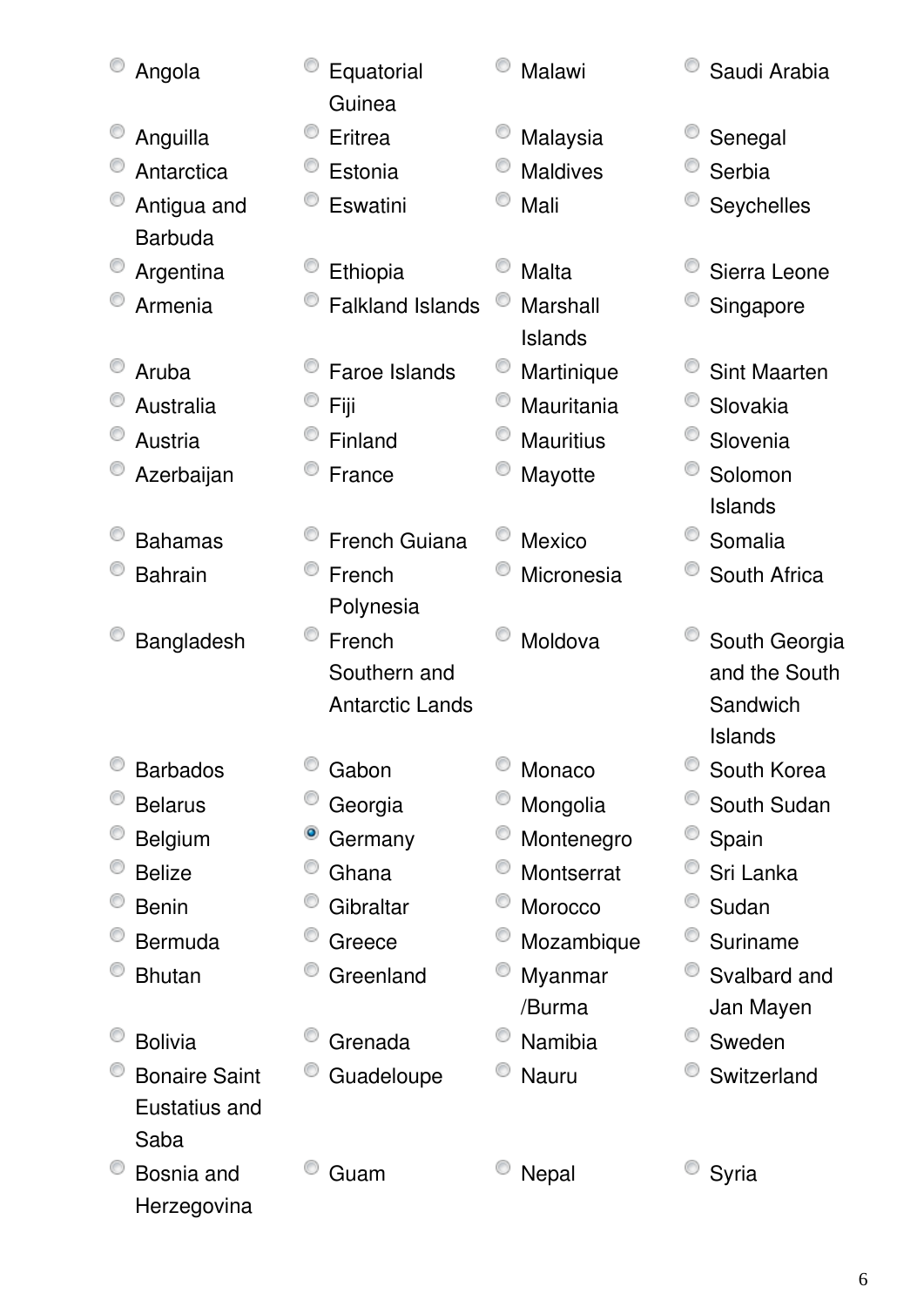- ○ Angola
- ○ Anguilla
- ○ Antarctica
- ○ Antigua and Barbuda
- ○ Argentina
- ○ Armenia
- ○ Aruba
- ○ Australia
- ○ Austria
- ○ Azerbaijan
- ○ Bahamas
- ○ Bahrain
- ○ Bangladesh
- ○ Barbados
- ○ Belarus
- ○ Belgium
- ○ Belize
- ○ Benin
- ○ Bermuda
- ○ Bhutan
- ○ Bolivia
- ○ Bonaire Saint Eustatius and Saba
- ○ Bosnia and Herzegovina
- ○ Equatorial Guinea
- ○ Eritrea
- ○ Estonia
- ○ Eswatini
- ○ Ethiopia
- ○ Falkland Islands
- ○ Faroe Islands
- ○ Fiji
- ○ Finland
- ○ France
- ○ French Guiana
- ○ French Polynesia
- ○ French Southern and Antarctic Lands
- ○ Gabon
- ○ Georgia
- ◉ Germany
- ○ Ghana
- ○ Gibraltar
- ○ Greece
- ○ Greenland
- ○ Grenada
- ○ Guadeloupe
- ○ Guam
- ○ Malawi
- ○ Malaysia
- ○ Maldives
- ○ Mali
- ○ Malta
- ○ Marshall Islands
- ○ Martinique
- ○ Mauritania
- ○ Mauritius
- ○ Mayotte
- ○ Mexico
- ○ Micronesia
- ○ Moldova
- ○ Monaco
- ○ Mongolia
- ○ Montenegro
- ○ Montserrat
- ○ Morocco
- ○ Mozambique
- ○ Myanmar /Burma
- ○ Namibia
- ○ Nauru
- ○ Nepal
- ○ Saudi Arabia
- ○ Senegal
- ○ Serbia
- ○ Seychelles
- ○ Sierra Leone
- ○ Singapore
- ○ Sint Maarten
- ○ Slovakia
- ○ Slovenia
- ○ Solomon Islands
- ○ Somalia
- ○ South Africa
- ○ South Georgia and the South Sandwich Islands
- ○ South Korea
- ○ South Sudan
- ○ Spain
- ○ Sri Lanka
- ○ Sudan
- ○ Suriname
- ○ Svalbard and Jan Mayen
- ○ Sweden
- ○ Switzerland
- ○ Syria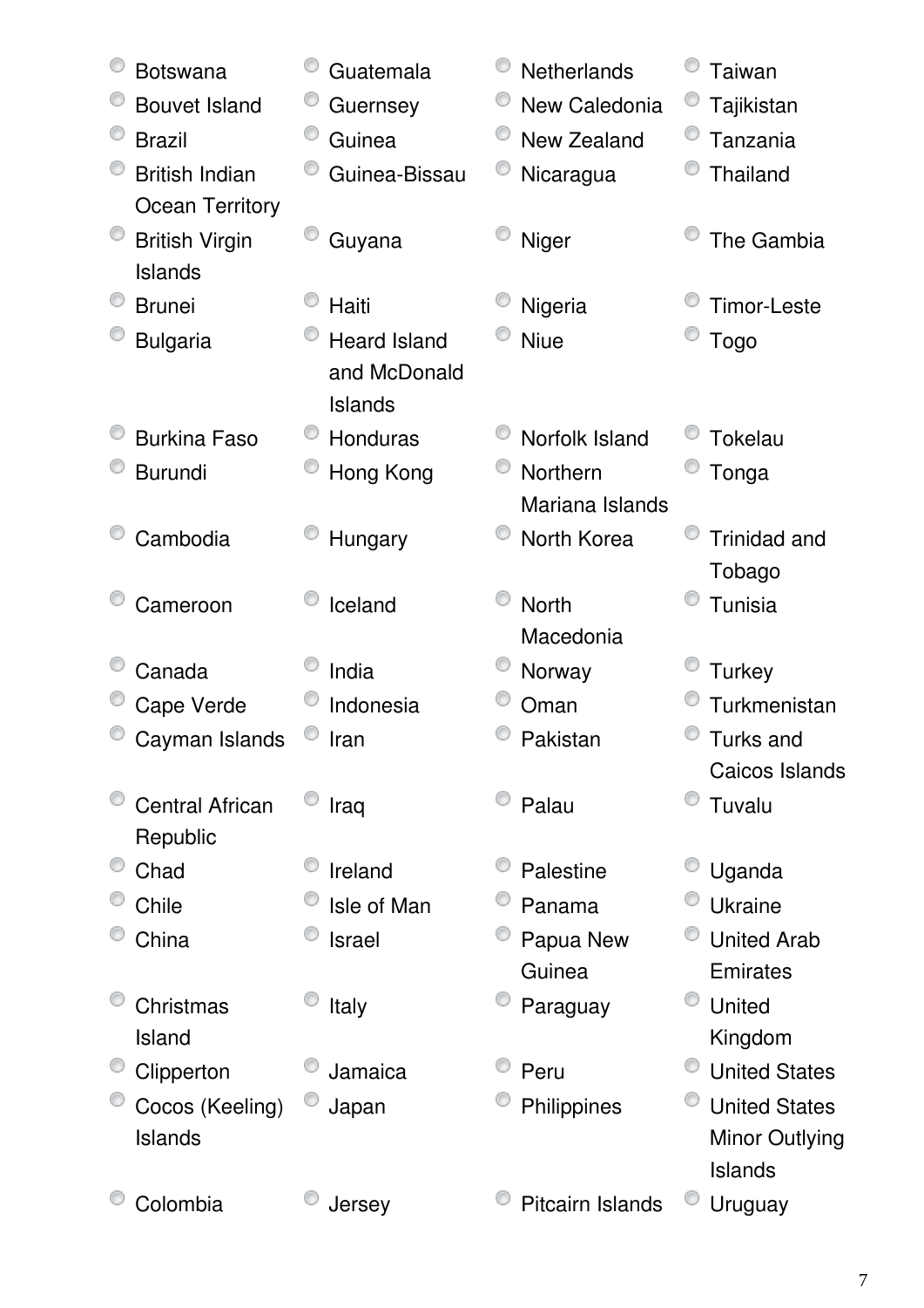- Botswana
- Bouvet Island
- Brazil
- British Indian Ocean Territory
- British Virgin Islands
- Brunei
- Bulgaria
- Burkina Faso
- Burundi
- Cambodia
- Cameroon
- Canada
- Cape Verde
- Cayman Islands
- Central African Republic
- Chad
- Chile
- China
- Christmas Island
- Clipperton
- Cocos (Keeling) Islands
- Colombia
- Guatemala
- Guernsey
- Guinea
- Guinea-Bissau
- Guyana
- Haiti
- Heard Island and McDonald Islands
- Honduras
- Hong Kong
- Hungary
- Iceland
- India
- Indonesia
- Iran
- Iraq
- Ireland
- Isle of Man
- Israel
- Italy
- Jamaica
- Japan
- Jersey
- Netherlands
- New Caledonia
- New Zealand
- Nicaragua
- Niger
- Nigeria
- Niue
- Norfolk Island
- Northern Mariana Islands
- North Korea
- North Macedonia
- Norway
- Oman
- Pakistan
- Palau
- Palestine
- Panama
- Papua New Guinea
- Paraguay
- Peru
- Philippines
- Pitcairn Islands
- Taiwan
- Tajikistan
- Tanzania
- Thailand
- The Gambia
- Timor-Leste
- Togo
- Tokelau
- Tonga
- Trinidad and Tobago
- Tunisia
- Turkey
- Turkmenistan
- Turks and Caicos Islands
- Tuvalu
- Uganda
- Ukraine
- United Arab Emirates
- United Kingdom
- United States
- United States Minor Outlying Islands
- Uruguay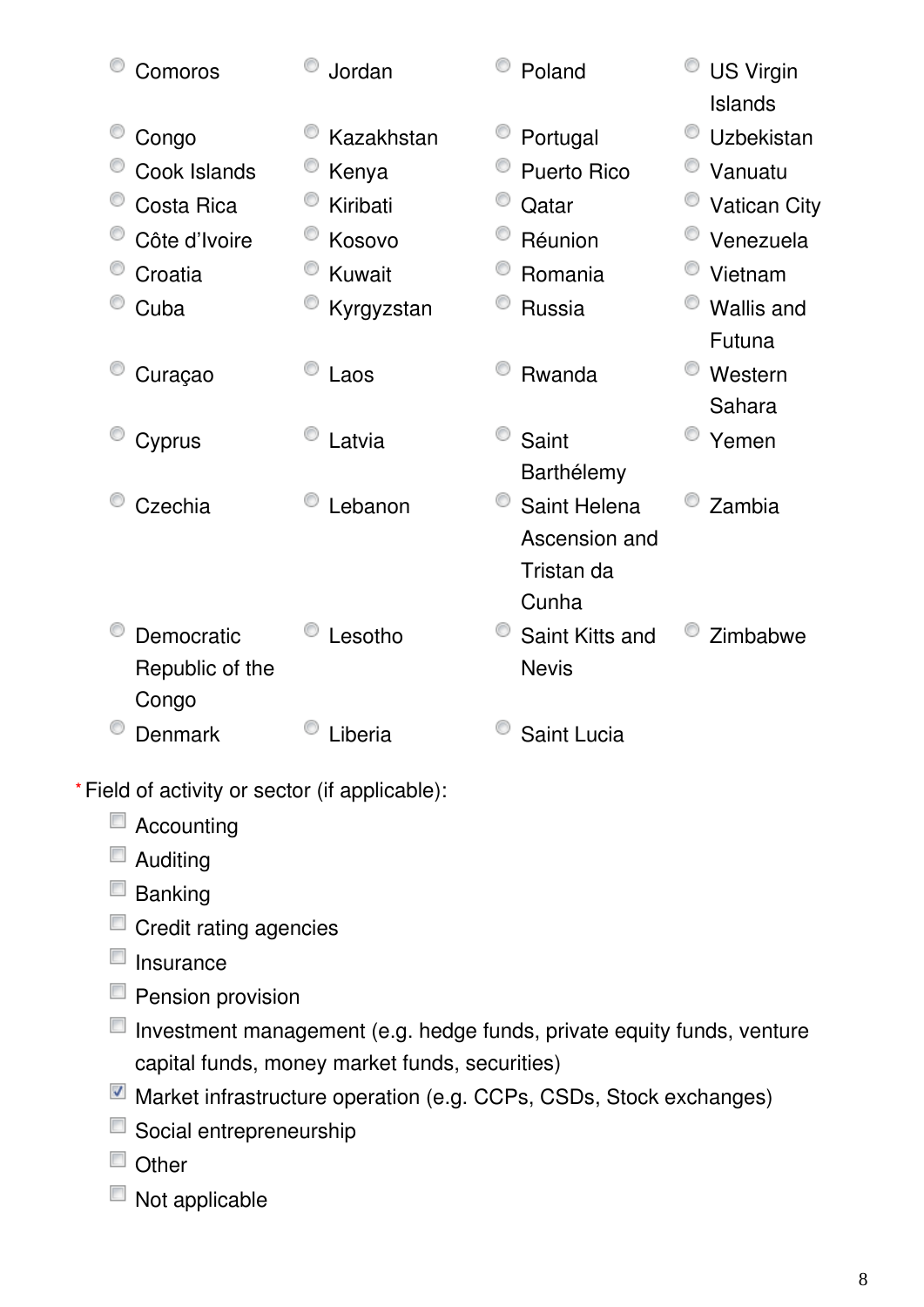- Comoros
- Congo
- Cook Islands
- Costa Rica
- Côte d'Ivoire
- Croatia
- Cuba
- Curaçao
- Cyprus
- Czechia
- Democratic Republic of the Congo
- Denmark
- Jordan
- Kazakhstan
- Kenya
- Kiribati
- Kosovo
- Kuwait
- Kyrgyzstan
- Laos
- Latvia
- Lebanon
- Lesotho
- Liberia
- Poland
- Portugal
- Puerto Rico
- Qatar
- Réunion
- Romania
- Russia
- Rwanda
- Saint Barthélemy
- Saint Helena Ascension and Tristan da Cunha
- Saint Kitts and Nevis
- Saint Lucia
- US Virgin Islands
- Uzbekistan
- Vanuatu
- Vatican City
- Venezuela
- Vietnam
- Wallis and Futuna
- Western Sahara
- Yemen
- Zambia
- Zimbabwe

*Field of activity or sector (if applicable):

- [ ] Accounting
- [ ] Auditing
- [ ] Banking
- [ ] Credit rating agencies
- [ ] Insurance
- [ ] Pension provision
- [ ] Investment management (e.g. hedge funds, private equity funds, venture capital funds, money market funds, securities)
- [x] Market infrastructure operation (e.g. CCPs, CSDs, Stock exchanges)
- [ ] Social entrepreneurship
- [ ] Other
- [ ] Not applicable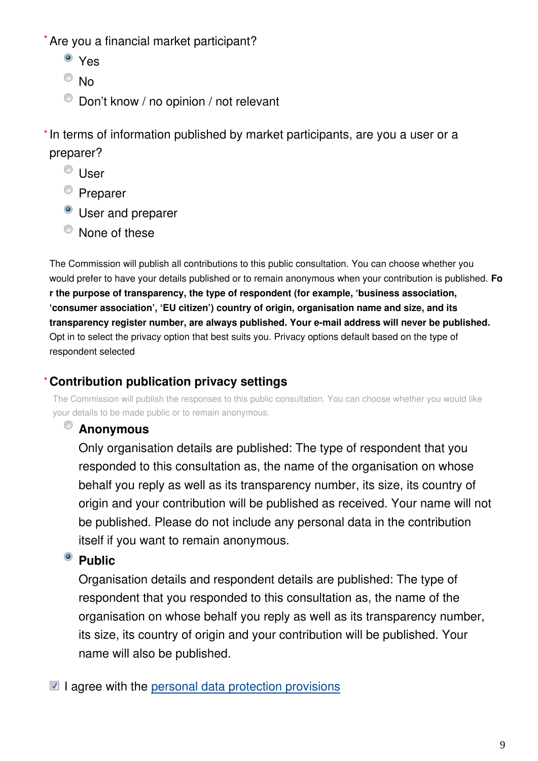* Are you a financial market participant?

- (•) Yes
- ( ) No
- ( ) Don't know / no opinion / not relevant

* In terms of information published by market participants, are you a user or a preparer?

- ( ) User
- ( ) Preparer
- (•) User and preparer
- ( ) None of these

The Commission will publish all contributions to this public consultation. You can choose whether you would prefer to have your details published or to remain anonymous when your contribution is published. **For the purpose of transparency, the type of respondent (for example, 'business association, 'consumer association', 'EU citizen') country of origin, organisation name and size, and its transparency register number, are always published. Your e-mail address will never be published.** Opt in to select the privacy option that best suits you. Privacy options default based on the type of respondent selected

### * Contribution publication privacy settings

The Commission will publish the responses to this public consultation. You can choose whether you would like your details to be made public or to remain anonymous.

- ( ) **Anonymous**
  Only organisation details are published: The type of respondent that you responded to this consultation as, the name of the organisation on whose behalf you reply as well as its transparency number, its size, its country of origin and your contribution will be published as received. Your name will not be published. Please do not include any personal data in the contribution itself if you want to remain anonymous.
- (•) **Public**
  Organisation details and respondent details are published: The type of respondent that you responded to this consultation as, the name of the organisation on whose behalf you reply as well as its transparency number, its size, its country of origin and your contribution will be published. Your name will also be published.

- [x] I agree with the personal data protection provisions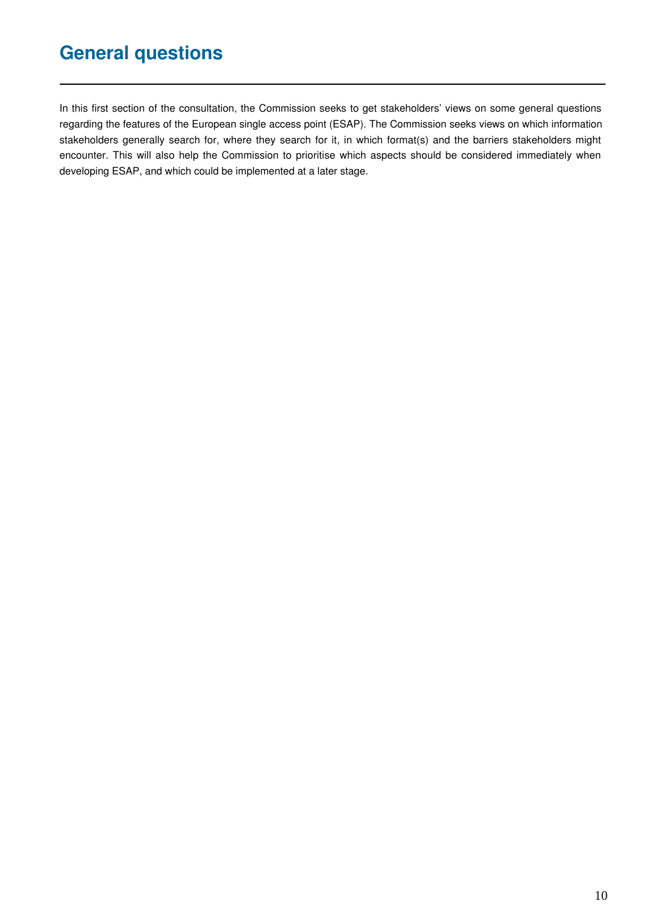## General questions

In this first section of the consultation, the Commission seeks to get stakeholders' views on some general questions regarding the features of the European single access point (ESAP). The Commission seeks views on which information stakeholders generally search for, where they search for it, in which format(s) and the barriers stakeholders might encounter. This will also help the Commission to prioritise which aspects should be considered immediately when developing ESAP, and which could be implemented at a later stage.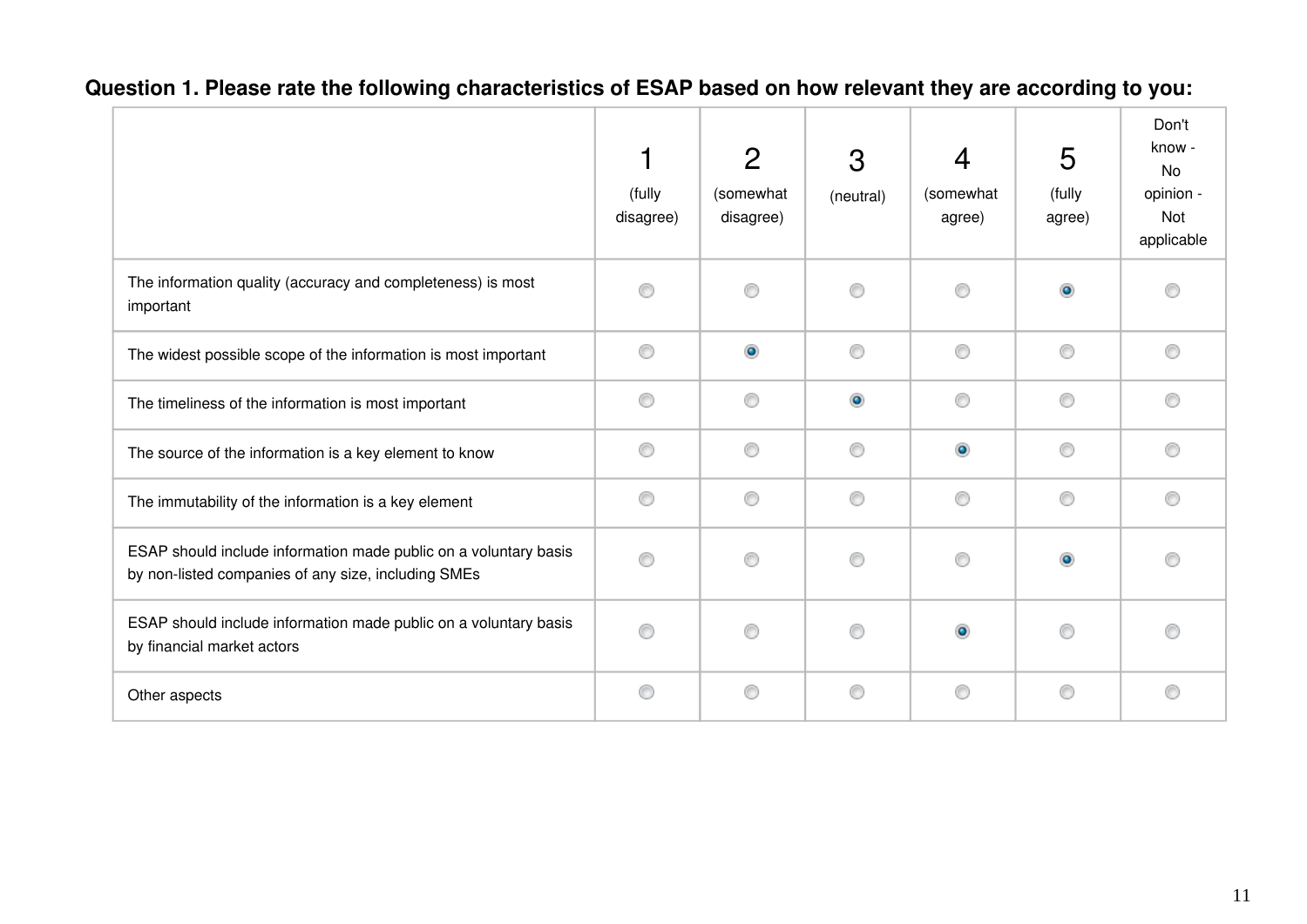**Question 1. Please rate the following characteristics of ESAP based on how relevant they are according to you:**

| | 1 (fully disagree) | 2 (somewhat disagree) | 3 (neutral) | 4 (somewhat agree) | 5 (fully agree) | Don't know - No opinion - Not applicable |
|---|---|---|---|---|---|---|
| The information quality (accuracy and completeness) is most important | | | | | X | |
| The widest possible scope of the information is most important | | X | | | | |
| The timeliness of the information is most important | | | X | | | |
| The source of the information is a key element to know | | | | X | | |
| The immutability of the information is a key element | | | | | | |
| ESAP should include information made public on a voluntary basis by non-listed companies of any size, including SMEs | | | | | X | |
| ESAP should include information made public on a voluntary basis by financial market actors | | | | X | | |
| Other aspects | | | | | | |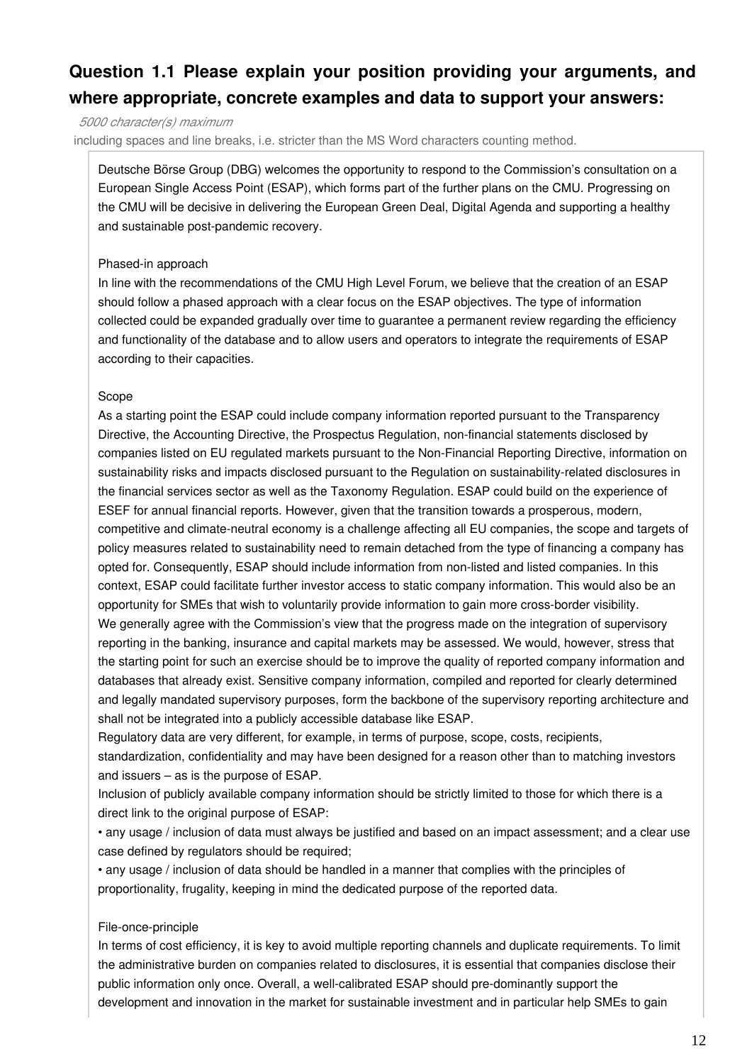## Question 1.1 Please explain your position providing your arguments, and where appropriate, concrete examples and data to support your answers:

*5000 character(s) maximum*

including spaces and line breaks, i.e. stricter than the MS Word characters counting method.

Deutsche Börse Group (DBG) welcomes the opportunity to respond to the Commission's consultation on a European Single Access Point (ESAP), which forms part of the further plans on the CMU. Progressing on the CMU will be decisive in delivering the European Green Deal, Digital Agenda and supporting a healthy and sustainable post-pandemic recovery.

Phased-in approach

In line with the recommendations of the CMU High Level Forum, we believe that the creation of an ESAP should follow a phased approach with a clear focus on the ESAP objectives. The type of information collected could be expanded gradually over time to guarantee a permanent review regarding the efficiency and functionality of the database and to allow users and operators to integrate the requirements of ESAP according to their capacities.

Scope

As a starting point the ESAP could include company information reported pursuant to the Transparency Directive, the Accounting Directive, the Prospectus Regulation, non-financial statements disclosed by companies listed on EU regulated markets pursuant to the Non-Financial Reporting Directive, information on sustainability risks and impacts disclosed pursuant to the Regulation on sustainability-related disclosures in the financial services sector as well as the Taxonomy Regulation. ESAP could build on the experience of ESEF for annual financial reports. However, given that the transition towards a prosperous, modern, competitive and climate-neutral economy is a challenge affecting all EU companies, the scope and targets of policy measures related to sustainability need to remain detached from the type of financing a company has opted for. Consequently, ESAP should include information from non-listed and listed companies. In this context, ESAP could facilitate further investor access to static company information. This would also be an opportunity for SMEs that wish to voluntarily provide information to gain more cross-border visibility.
We generally agree with the Commission's view that the progress made on the integration of supervisory reporting in the banking, insurance and capital markets may be assessed. We would, however, stress that the starting point for such an exercise should be to improve the quality of reported company information and databases that already exist. Sensitive company information, compiled and reported for clearly determined and legally mandated supervisory purposes, form the backbone of the supervisory reporting architecture and shall not be integrated into a publicly accessible database like ESAP.
Regulatory data are very different, for example, in terms of purpose, scope, costs, recipients, standardization, confidentiality and may have been designed for a reason other than to matching investors and issuers – as is the purpose of ESAP.
Inclusion of publicly available company information should be strictly limited to those for which there is a direct link to the original purpose of ESAP:

• any usage / inclusion of data must always be justified and based on an impact assessment; and a clear use case defined by regulators should be required;

• any usage / inclusion of data should be handled in a manner that complies with the principles of proportionality, frugality, keeping in mind the dedicated purpose of the reported data.

File-once-principle

In terms of cost efficiency, it is key to avoid multiple reporting channels and duplicate requirements. To limit the administrative burden on companies related to disclosures, it is essential that companies disclose their public information only once. Overall, a well-calibrated ESAP should pre-dominantly support the development and innovation in the market for sustainable investment and in particular help SMEs to gain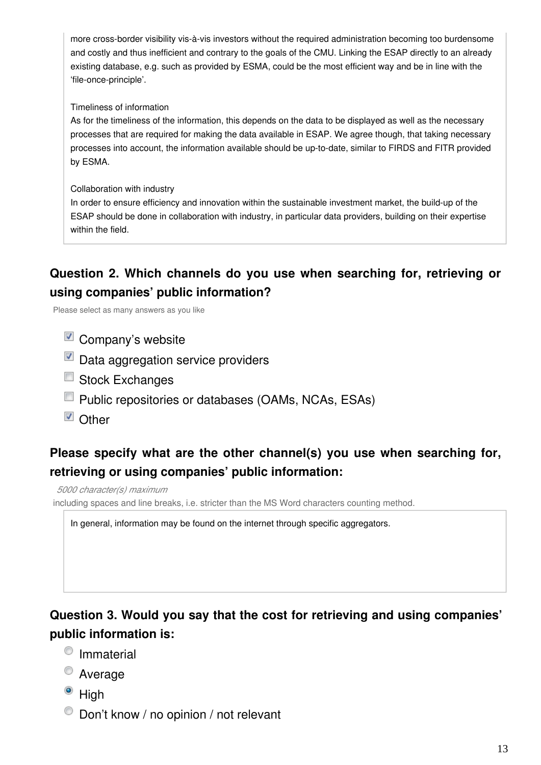more cross-border visibility vis-à-vis investors without the required administration becoming too burdensome and costly and thus inefficient and contrary to the goals of the CMU. Linking the ESAP directly to an already existing database, e.g. such as provided by ESMA, could be the most efficient way and be in line with the 'file-once-principle'.

Timeliness of information
As for the timeliness of the information, this depends on the data to be displayed as well as the necessary processes that are required for making the data available in ESAP. We agree though, that taking necessary processes into account, the information available should be up-to-date, similar to FIRDS and FITR provided by ESMA.

Collaboration with industry
In order to ensure efficiency and innovation within the sustainable investment market, the build-up of the ESAP should be done in collaboration with industry, in particular data providers, building on their expertise within the field.

### Question 2. Which channels do you use when searching for, retrieving or using companies' public information?

Please select as many answers as you like

- [x] Company's website
- [x] Data aggregation service providers
- [ ] Stock Exchanges
- [ ] Public repositories or databases (OAMs, NCAs, ESAs)
- [x] Other

### Please specify what are the other channel(s) you use when searching for, retrieving or using companies' public information:

*5000 character(s) maximum*
including spaces and line breaks, i.e. stricter than the MS Word characters counting method.

In general, information may be found on the internet through specific aggregators.

### Question 3. Would you say that the cost for retrieving and using companies' public information is:

- ( ) Immaterial
- ( ) Average
- (•) High
- ( ) Don't know / no opinion / not relevant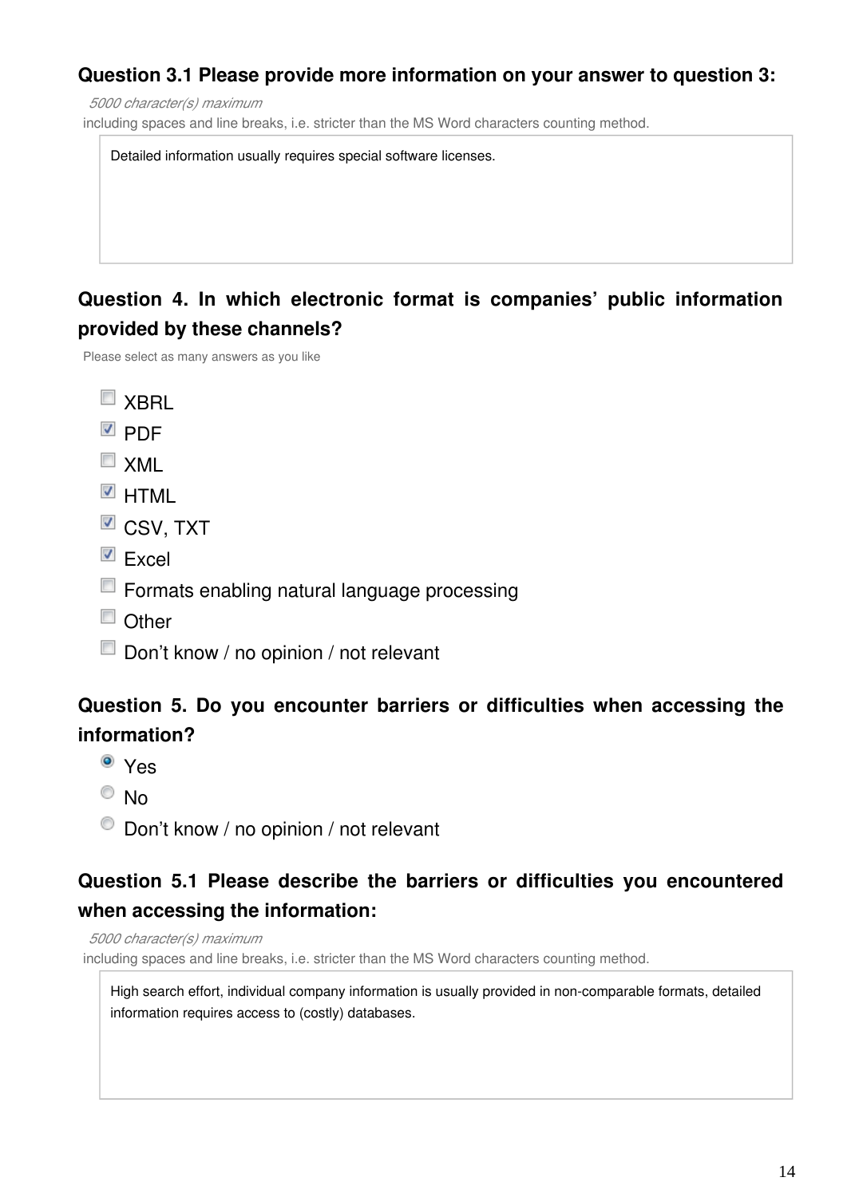### Question 3.1 Please provide more information on your answer to question 3:

*5000 character(s) maximum*

including spaces and line breaks, i.e. stricter than the MS Word characters counting method.

> Detailed information usually requires special software licenses.

### Question 4. In which electronic format is companies' public information provided by these channels?

Please select as many answers as you like

- [ ] XBRL
- [x] PDF
- [ ] XML
- [x] HTML
- [x] CSV, TXT
- [x] Excel
- [ ] Formats enabling natural language processing
- [ ] Other
- [ ] Don't know / no opinion / not relevant

### Question 5. Do you encounter barriers or difficulties when accessing the information?

- (x) Yes
- ( ) No
- ( ) Don't know / no opinion / not relevant

### Question 5.1 Please describe the barriers or difficulties you encountered when accessing the information:

*5000 character(s) maximum*

including spaces and line breaks, i.e. stricter than the MS Word characters counting method.

> High search effort, individual company information is usually provided in non-comparable formats, detailed information requires access to (costly) databases.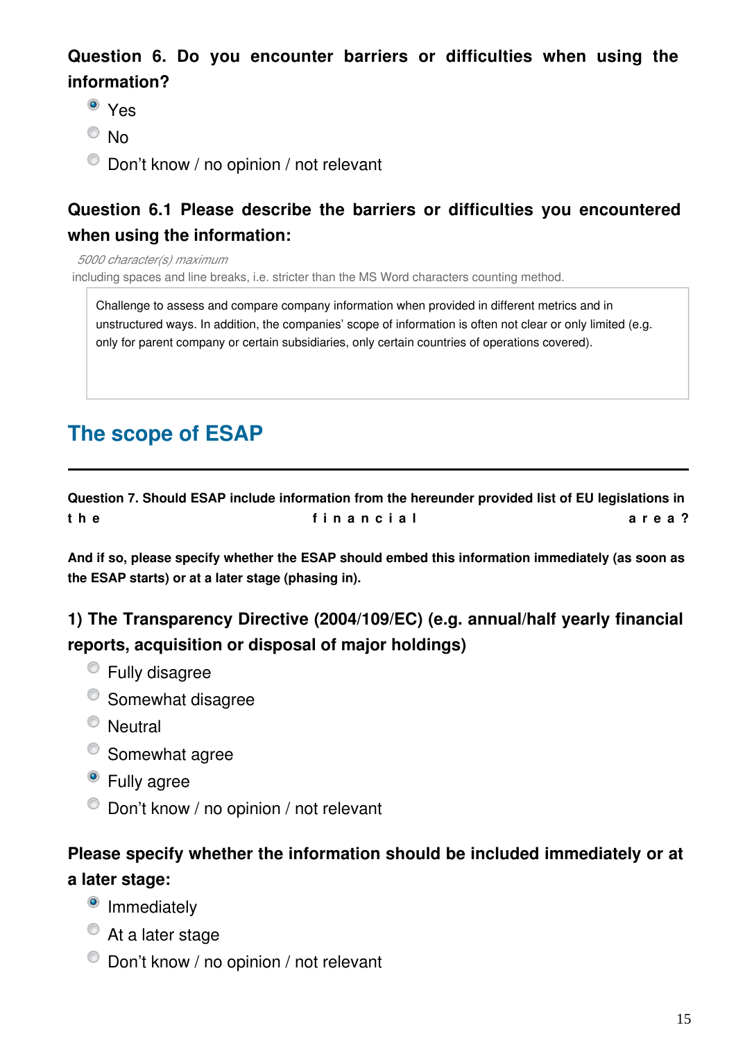**Question 6. Do you encounter barriers or difficulties when using the information?**

- (x) Yes
- ( ) No
- ( ) Don't know / no opinion / not relevant

**Question 6.1 Please describe the barriers or difficulties you encountered when using the information:**

*5000 character(s) maximum*
including spaces and line breaks, i.e. stricter than the MS Word characters counting method.

> Challenge to assess and compare company information when provided in different metrics and in unstructured ways. In addition, the companies' scope of information is often not clear or only limited (e.g. only for parent company or certain subsidiaries, only certain countries of operations covered).

## The scope of ESAP

---

**Question 7. Should ESAP include information from the hereunder provided list of EU legislations in the financial area?**

**And if so, please specify whether the ESAP should embed this information immediately (as soon as the ESAP starts) or at a later stage (phasing in).**

**1) The Transparency Directive (2004/109/EC) (e.g. annual/half yearly financial reports, acquisition or disposal of major holdings)**

- ( ) Fully disagree
- ( ) Somewhat disagree
- ( ) Neutral
- ( ) Somewhat agree
- (x) Fully agree
- ( ) Don't know / no opinion / not relevant

**Please specify whether the information should be included immediately or at a later stage:**

- (x) Immediately
- ( ) At a later stage
- ( ) Don't know / no opinion / not relevant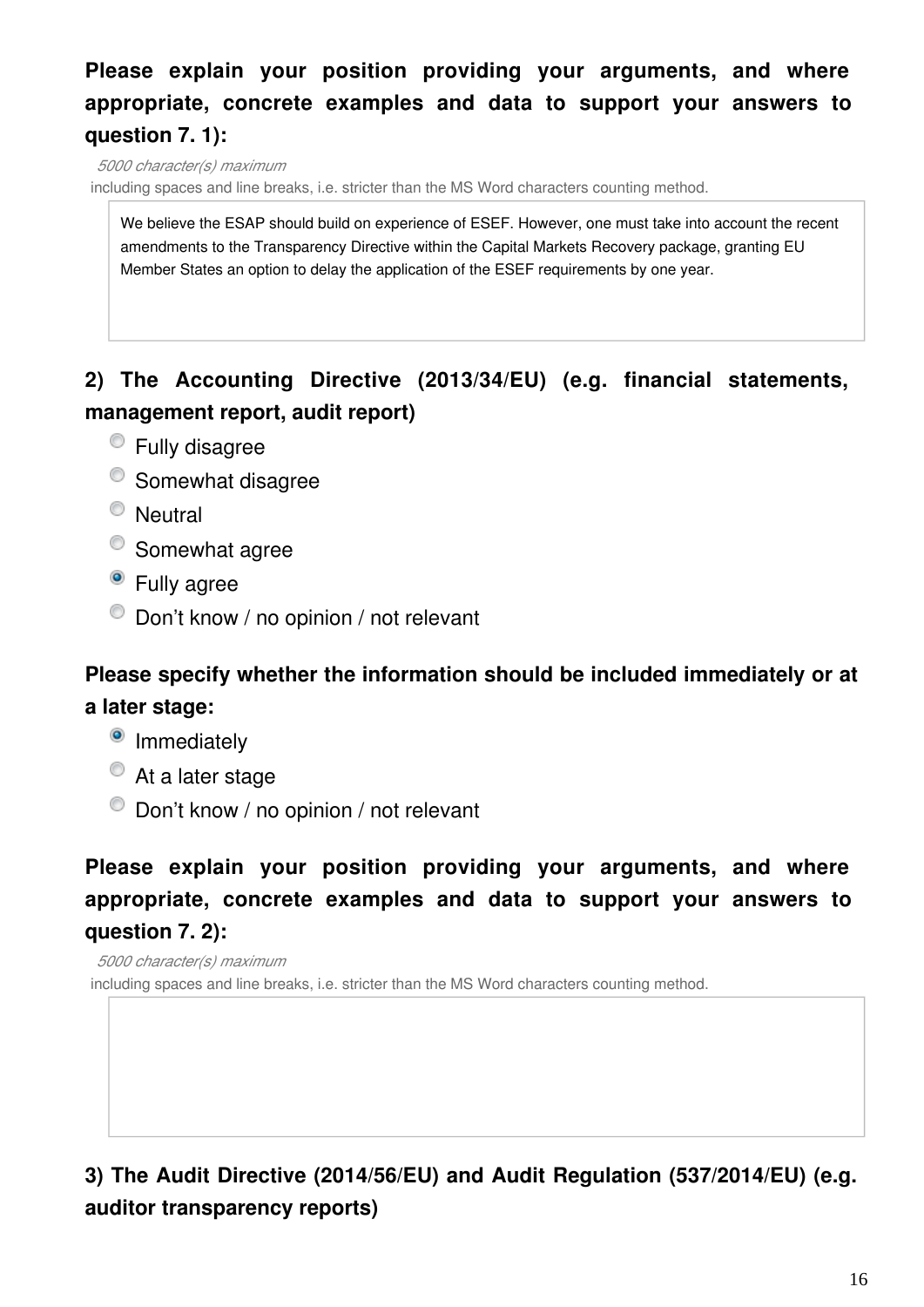**Please explain your position providing your arguments, and where appropriate, concrete examples and data to support your answers to question 7. 1):**

*5000 character(s) maximum*
including spaces and line breaks, i.e. stricter than the MS Word characters counting method.

> We believe the ESAP should build on experience of ESEF. However, one must take into account the recent amendments to the Transparency Directive within the Capital Markets Recovery package, granting EU Member States an option to delay the application of the ESEF requirements by one year.

**2) The Accounting Directive (2013/34/EU) (e.g. financial statements, management report, audit report)**

- ○ Fully disagree
- ○ Somewhat disagree
- ○ Neutral
- ○ Somewhat agree
- ● Fully agree
- ○ Don't know / no opinion / not relevant

**Please specify whether the information should be included immediately or at a later stage:**

- ● Immediately
- ○ At a later stage
- ○ Don't know / no opinion / not relevant

**Please explain your position providing your arguments, and where appropriate, concrete examples and data to support your answers to question 7. 2):**

*5000 character(s) maximum*
including spaces and line breaks, i.e. stricter than the MS Word characters counting method.

**3) The Audit Directive (2014/56/EU) and Audit Regulation (537/2014/EU) (e.g. auditor transparency reports)**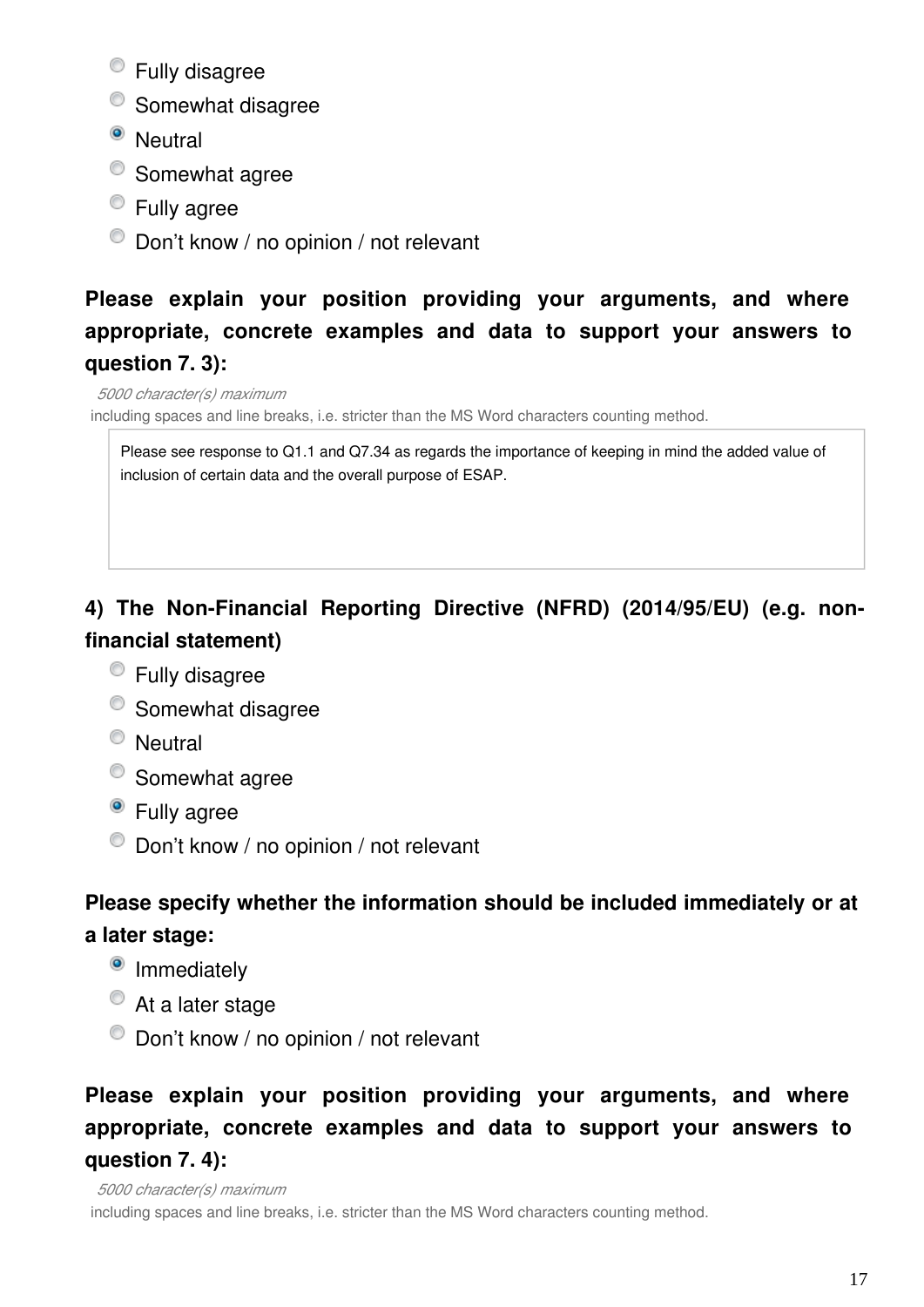- ○ Fully disagree
- ○ Somewhat disagree
- ● Neutral
- ○ Somewhat agree
- ○ Fully agree
- ○ Don't know / no opinion / not relevant

**Please explain your position providing your arguments, and where appropriate, concrete examples and data to support your answers to question 7. 3):**

*5000 character(s) maximum*

including spaces and line breaks, i.e. stricter than the MS Word characters counting method.

Please see response to Q1.1 and Q7.34 as regards the importance of keeping in mind the added value of inclusion of certain data and the overall purpose of ESAP.

**4) The Non-Financial Reporting Directive (NFRD) (2014/95/EU) (e.g. non-financial statement)**

- ○ Fully disagree
- ○ Somewhat disagree
- ○ Neutral
- ○ Somewhat agree
- ● Fully agree
- ○ Don't know / no opinion / not relevant

**Please specify whether the information should be included immediately or at a later stage:**

- ● Immediately
- ○ At a later stage
- ○ Don't know / no opinion / not relevant

**Please explain your position providing your arguments, and where appropriate, concrete examples and data to support your answers to question 7. 4):**

*5000 character(s) maximum*

including spaces and line breaks, i.e. stricter than the MS Word characters counting method.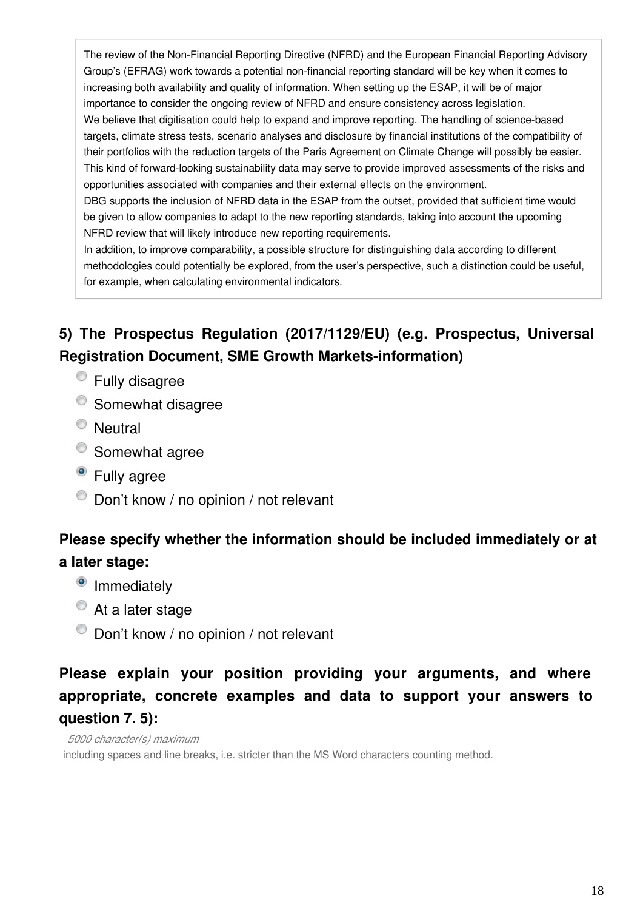The review of the Non-Financial Reporting Directive (NFRD) and the European Financial Reporting Advisory Group's (EFRAG) work towards a potential non-financial reporting standard will be key when it comes to increasing both availability and quality of information. When setting up the ESAP, it will be of major importance to consider the ongoing review of NFRD and ensure consistency across legislation.
We believe that digitisation could help to expand and improve reporting. The handling of science-based targets, climate stress tests, scenario analyses and disclosure by financial institutions of the compatibility of their portfolios with the reduction targets of the Paris Agreement on Climate Change will possibly be easier. This kind of forward-looking sustainability data may serve to provide improved assessments of the risks and opportunities associated with companies and their external effects on the environment.
DBG supports the inclusion of NFRD data in the ESAP from the outset, provided that sufficient time would be given to allow companies to adapt to the new reporting standards, taking into account the upcoming NFRD review that will likely introduce new reporting requirements.
In addition, to improve comparability, a possible structure for distinguishing data according to different methodologies could potentially be explored, from the user's perspective, such a distinction could be useful, for example, when calculating environmental indicators.

**5) The Prospectus Regulation (2017/1129/EU) (e.g. Prospectus, Universal Registration Document, SME Growth Markets-information)**

- ○ Fully disagree
- ○ Somewhat disagree
- ○ Neutral
- ○ Somewhat agree
- ● Fully agree
- ○ Don't know / no opinion / not relevant

**Please specify whether the information should be included immediately or at a later stage:**

- ● Immediately
- ○ At a later stage
- ○ Don't know / no opinion / not relevant

**Please explain your position providing your arguments, and where appropriate, concrete examples and data to support your answers to question 7. 5):**

*5000 character(s) maximum*
including spaces and line breaks, i.e. stricter than the MS Word characters counting method.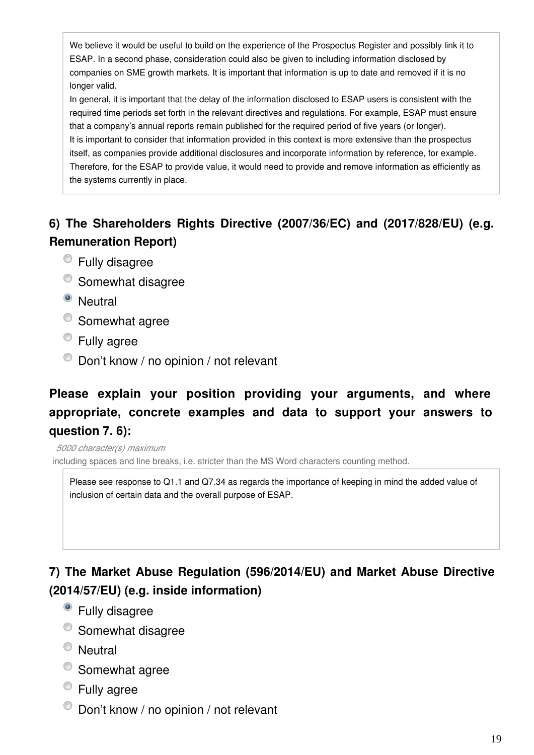We believe it would be useful to build on the experience of the Prospectus Register and possibly link it to ESAP. In a second phase, consideration could also be given to including information disclosed by companies on SME growth markets. It is important that information is up to date and removed if it is no longer valid.
In general, it is important that the delay of the information disclosed to ESAP users is consistent with the required time periods set forth in the relevant directives and regulations. For example, ESAP must ensure that a company's annual reports remain published for the required period of five years (or longer).
It is important to consider that information provided in this context is more extensive than the prospectus itself, as companies provide additional disclosures and incorporate information by reference, for example. Therefore, for the ESAP to provide value, it would need to provide and remove information as efficiently as the systems currently in place.

### 6) The Shareholders Rights Directive (2007/36/EC) and (2017/828/EU) (e.g. Remuneration Report)

- Fully disagree
- Somewhat disagree
- [x] Neutral
- Somewhat agree
- Fully agree
- Don't know / no opinion / not relevant

### Please explain your position providing your arguments, and where appropriate, concrete examples and data to support your answers to question 7. 6):

*5000 character(s) maximum*
including spaces and line breaks, i.e. stricter than the MS Word characters counting method.

Please see response to Q1.1 and Q7.34 as regards the importance of keeping in mind the added value of inclusion of certain data and the overall purpose of ESAP.

### 7) The Market Abuse Regulation (596/2014/EU) and Market Abuse Directive (2014/57/EU) (e.g. inside information)

- [x] Fully disagree
- Somewhat disagree
- Neutral
- Somewhat agree
- Fully agree
- Don't know / no opinion / not relevant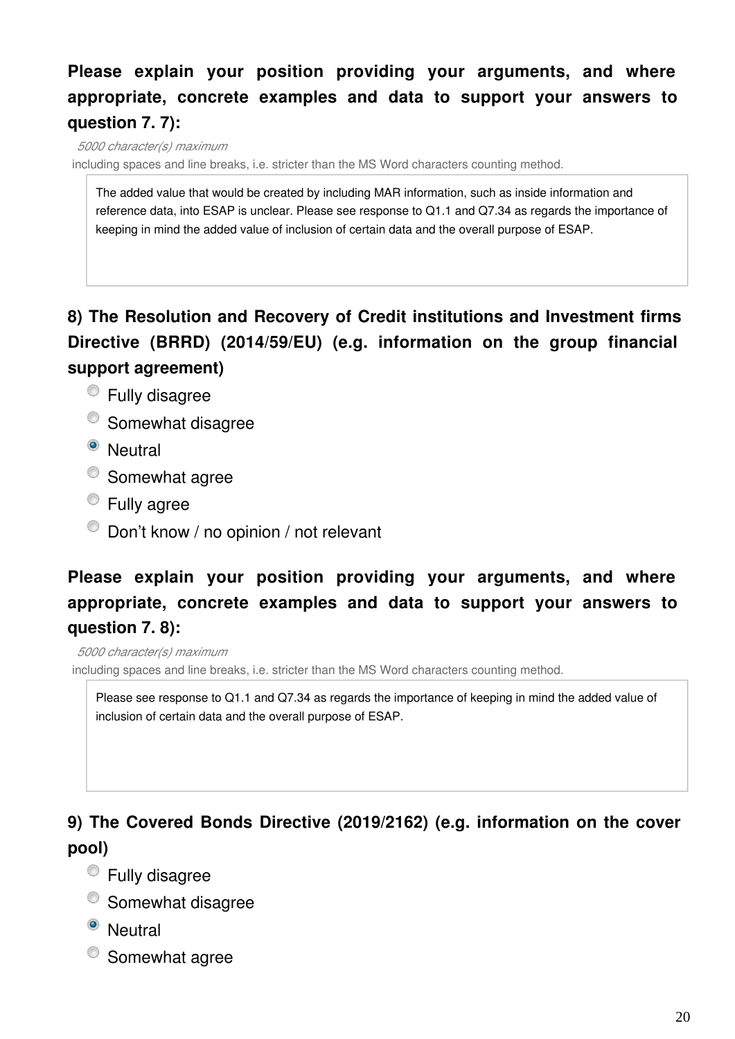**Please explain your position providing your arguments, and where appropriate, concrete examples and data to support your answers to question 7. 7):**

*5000 character(s) maximum*

including spaces and line breaks, i.e. stricter than the MS Word characters counting method.

> The added value that would be created by including MAR information, such as inside information and reference data, into ESAP is unclear. Please see response to Q1.1 and Q7.34 as regards the importance of keeping in mind the added value of inclusion of certain data and the overall purpose of ESAP.

**8) The Resolution and Recovery of Credit institutions and Investment firms Directive (BRRD) (2014/59/EU) (e.g. information on the group financial support agreement)**

- ○ Fully disagree
- ○ Somewhat disagree
- ● Neutral
- ○ Somewhat agree
- ○ Fully agree
- ○ Don't know / no opinion / not relevant

**Please explain your position providing your arguments, and where appropriate, concrete examples and data to support your answers to question 7. 8):**

*5000 character(s) maximum*

including spaces and line breaks, i.e. stricter than the MS Word characters counting method.

> Please see response to Q1.1 and Q7.34 as regards the importance of keeping in mind the added value of inclusion of certain data and the overall purpose of ESAP.

**9) The Covered Bonds Directive (2019/2162) (e.g. information on the cover pool)**

- ○ Fully disagree
- ○ Somewhat disagree
- ● Neutral
- ○ Somewhat agree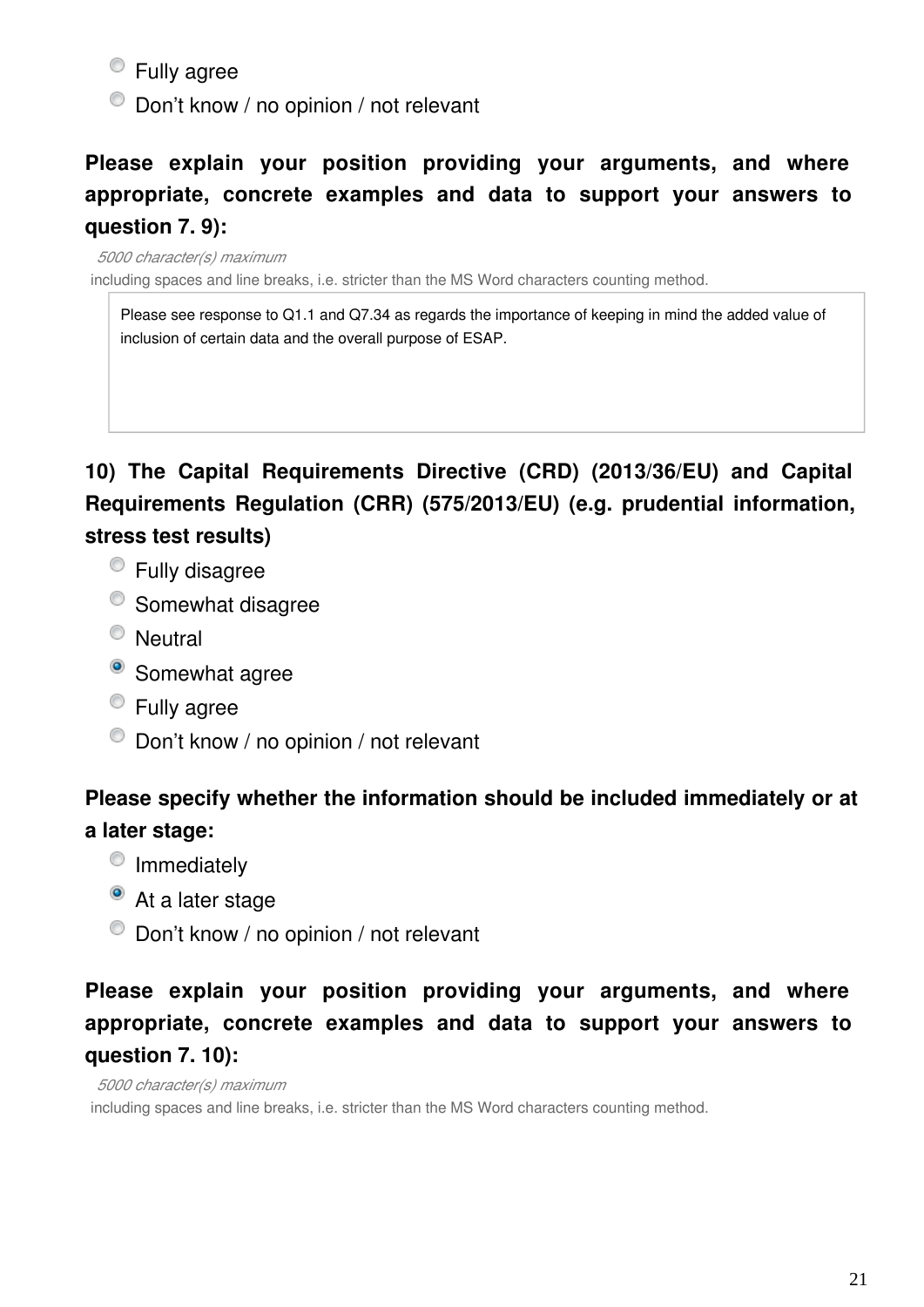- Fully agree
- Don't know / no opinion / not relevant

**Please explain your position providing your arguments, and where appropriate, concrete examples and data to support your answers to question 7. 9):**

*5000 character(s) maximum*
including spaces and line breaks, i.e. stricter than the MS Word characters counting method.

Please see response to Q1.1 and Q7.34 as regards the importance of keeping in mind the added value of inclusion of certain data and the overall purpose of ESAP.

**10) The Capital Requirements Directive (CRD) (2013/36/EU) and Capital Requirements Regulation (CRR) (575/2013/EU) (e.g. prudential information, stress test results)**

- Fully disagree
- Somewhat disagree
- Neutral
- [x] Somewhat agree
- Fully agree
- Don't know / no opinion / not relevant

**Please specify whether the information should be included immediately or at a later stage:**

- Immediately
- [x] At a later stage
- Don't know / no opinion / not relevant

**Please explain your position providing your arguments, and where appropriate, concrete examples and data to support your answers to question 7. 10):**

*5000 character(s) maximum*
including spaces and line breaks, i.e. stricter than the MS Word characters counting method.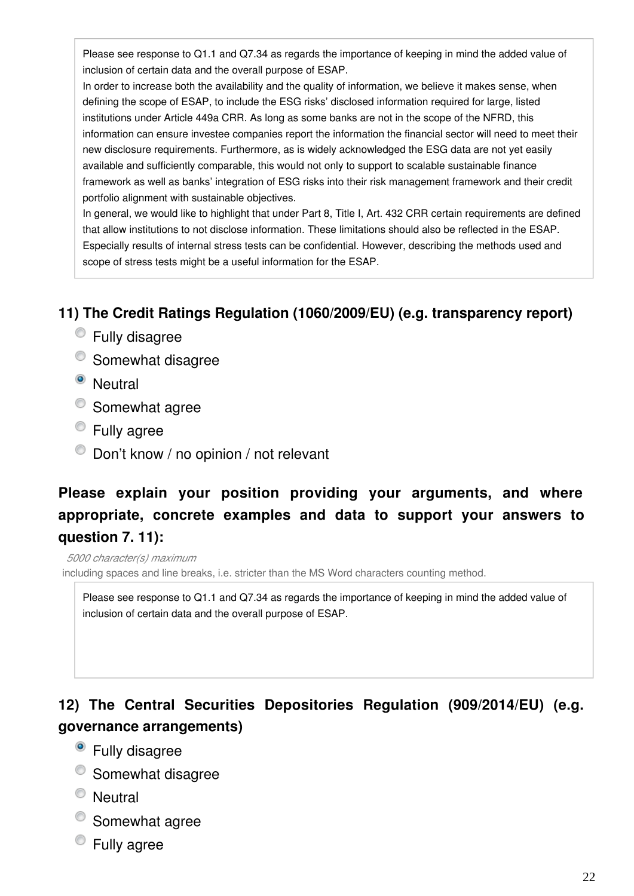Please see response to Q1.1 and Q7.34 as regards the importance of keeping in mind the added value of inclusion of certain data and the overall purpose of ESAP.
In order to increase both the availability and the quality of information, we believe it makes sense, when defining the scope of ESAP, to include the ESG risks' disclosed information required for large, listed institutions under Article 449a CRR. As long as some banks are not in the scope of the NFRD, this information can ensure investee companies report the information the financial sector will need to meet their new disclosure requirements. Furthermore, as is widely acknowledged the ESG data are not yet easily available and sufficiently comparable, this would not only to support to scalable sustainable finance framework as well as banks' integration of ESG risks into their risk management framework and their credit portfolio alignment with sustainable objectives.
In general, we would like to highlight that under Part 8, Title I, Art. 432 CRR certain requirements are defined that allow institutions to not disclose information. These limitations should also be reflected in the ESAP. Especially results of internal stress tests can be confidential. However, describing the methods used and scope of stress tests might be a useful information for the ESAP.

### 11) The Credit Ratings Regulation (1060/2009/EU) (e.g. transparency report)

- ○ Fully disagree
- ○ Somewhat disagree
- ● Neutral
- ○ Somewhat agree
- ○ Fully agree
- ○ Don't know / no opinion / not relevant

**Please explain your position providing your arguments, and where appropriate, concrete examples and data to support your answers to question 7. 11):**

*5000 character(s) maximum*
including spaces and line breaks, i.e. stricter than the MS Word characters counting method.

Please see response to Q1.1 and Q7.34 as regards the importance of keeping in mind the added value of inclusion of certain data and the overall purpose of ESAP.

### 12) The Central Securities Depositories Regulation (909/2014/EU) (e.g. governance arrangements)

- ● Fully disagree
- ○ Somewhat disagree
- ○ Neutral
- ○ Somewhat agree
- ○ Fully agree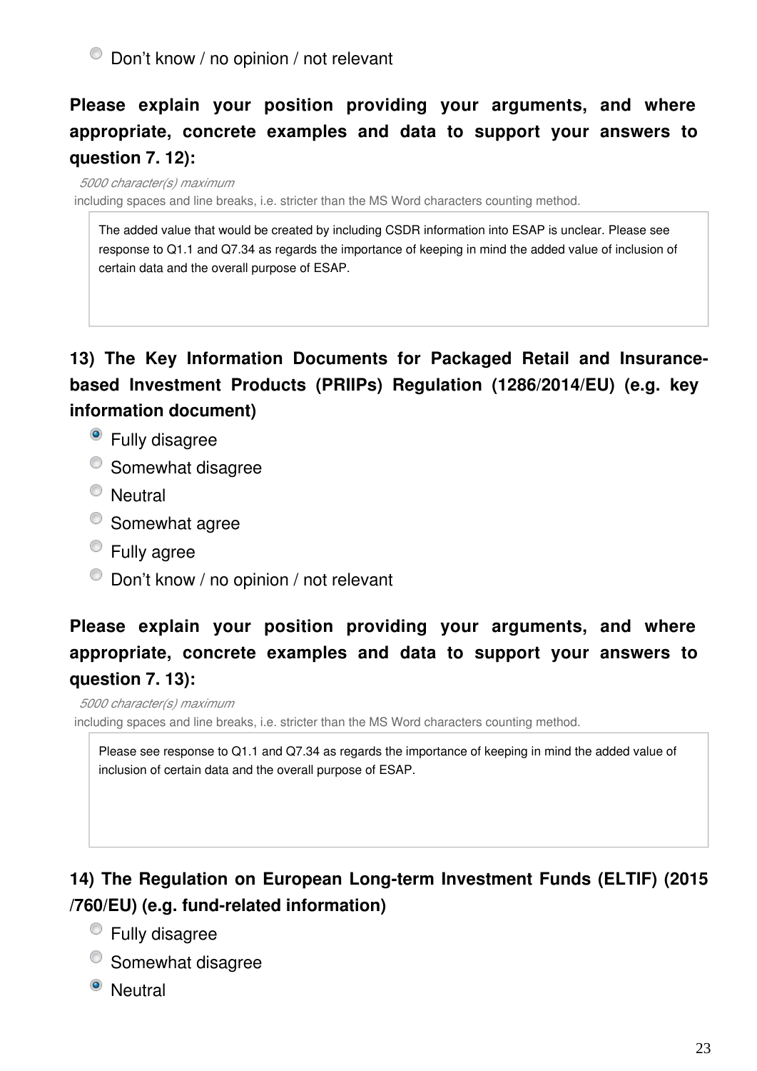- Don't know / no opinion / not relevant

**Please explain your position providing your arguments, and where appropriate, concrete examples and data to support your answers to question 7. 12):**

*5000 character(s) maximum*
including spaces and line breaks, i.e. stricter than the MS Word characters counting method.

> The added value that would be created by including CSDR information into ESAP is unclear. Please see response to Q1.1 and Q7.34 as regards the importance of keeping in mind the added value of inclusion of certain data and the overall purpose of ESAP.

**13) The Key Information Documents for Packaged Retail and Insurance-based Investment Products (PRIIPs) Regulation (1286/2014/EU) (e.g. key information document)**

- [x] Fully disagree
- [ ] Somewhat disagree
- [ ] Neutral
- [ ] Somewhat agree
- [ ] Fully agree
- [ ] Don't know / no opinion / not relevant

**Please explain your position providing your arguments, and where appropriate, concrete examples and data to support your answers to question 7. 13):**

*5000 character(s) maximum*
including spaces and line breaks, i.e. stricter than the MS Word characters counting method.

> Please see response to Q1.1 and Q7.34 as regards the importance of keeping in mind the added value of inclusion of certain data and the overall purpose of ESAP.

**14) The Regulation on European Long-term Investment Funds (ELTIF) (2015/760/EU) (e.g. fund-related information)**

- [ ] Fully disagree
- [ ] Somewhat disagree
- [x] Neutral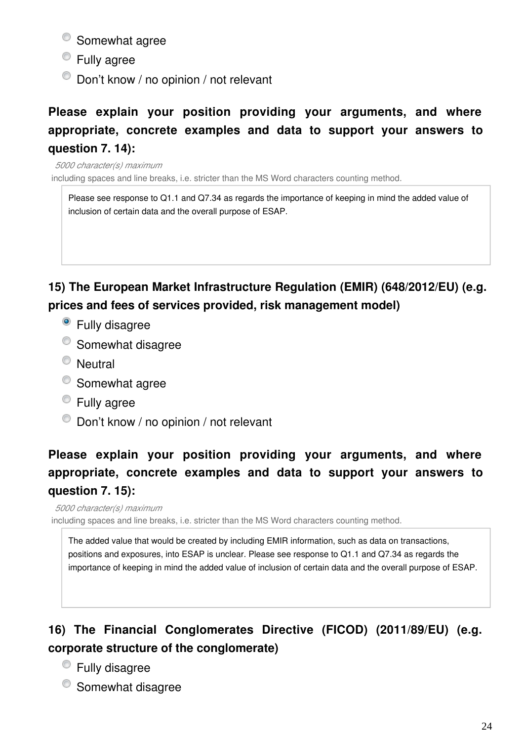- Somewhat agree
- Fully agree
- Don’t know / no opinion / not relevant

**Please explain your position providing your arguments, and where appropriate, concrete examples and data to support your answers to question 7. 14):**

*5000 character(s) maximum*

including spaces and line breaks, i.e. stricter than the MS Word characters counting method.

> Please see response to Q1.1 and Q7.34 as regards the importance of keeping in mind the added value of inclusion of certain data and the overall purpose of ESAP.

**15) The European Market Infrastructure Regulation (EMIR) (648/2012/EU) (e.g. prices and fees of services provided, risk management model)**

- [x] Fully disagree
- Somewhat disagree
- Neutral
- Somewhat agree
- Fully agree
- Don’t know / no opinion / not relevant

**Please explain your position providing your arguments, and where appropriate, concrete examples and data to support your answers to question 7. 15):**

*5000 character(s) maximum*

including spaces and line breaks, i.e. stricter than the MS Word characters counting method.

> The added value that would be created by including EMIR information, such as data on transactions, positions and exposures, into ESAP is unclear. Please see response to Q1.1 and Q7.34 as regards the importance of keeping in mind the added value of inclusion of certain data and the overall purpose of ESAP.

**16) The Financial Conglomerates Directive (FICOD) (2011/89/EU) (e.g. corporate structure of the conglomerate)**

- Fully disagree
- Somewhat disagree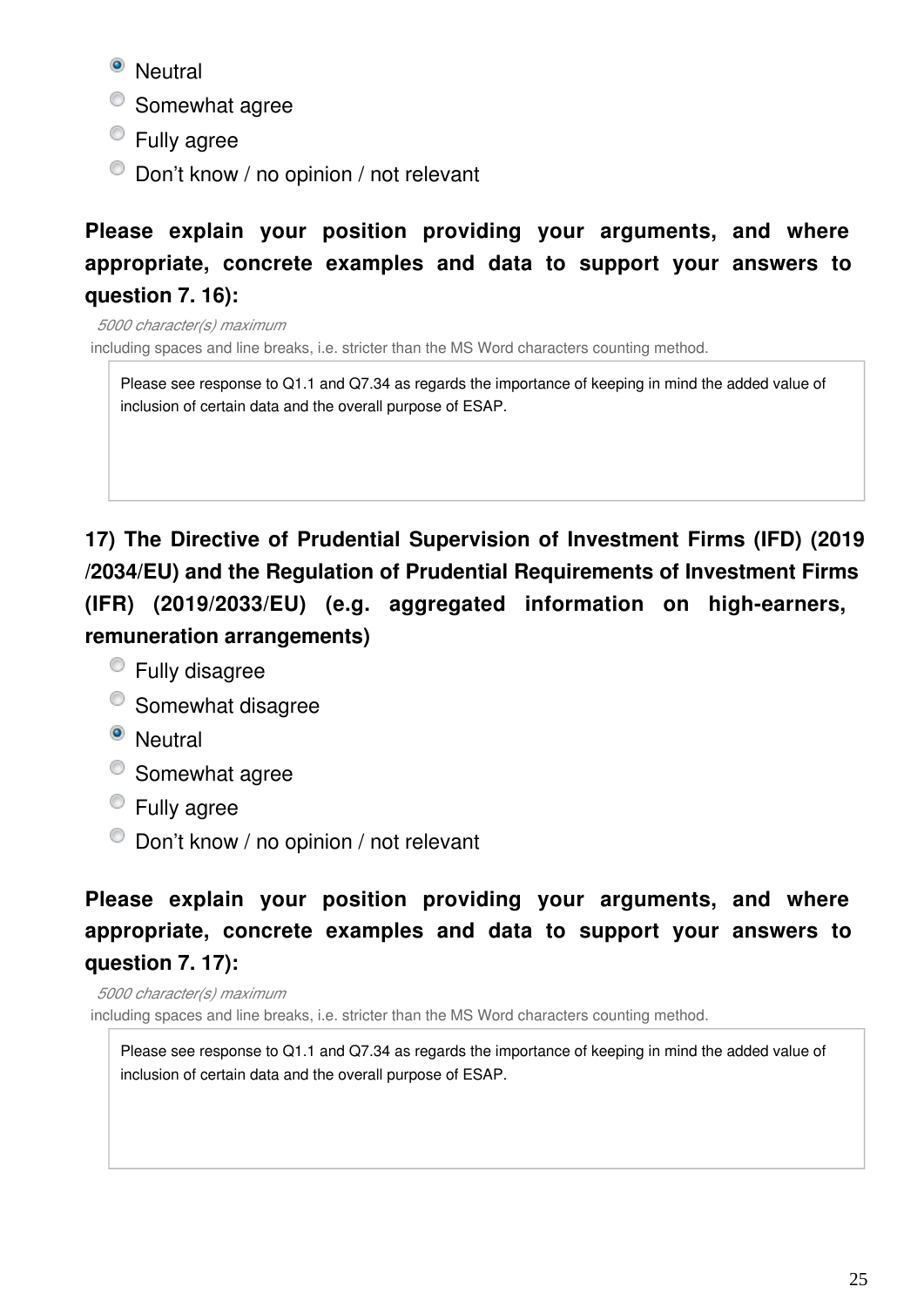- (x) Neutral
- ( ) Somewhat agree
- ( ) Fully agree
- ( ) Don't know / no opinion / not relevant

**Please explain your position providing your arguments, and where appropriate, concrete examples and data to support your answers to question 7. 16):**

*5000 character(s) maximum*
including spaces and line breaks, i.e. stricter than the MS Word characters counting method.

> Please see response to Q1.1 and Q7.34 as regards the importance of keeping in mind the added value of inclusion of certain data and the overall purpose of ESAP.

**17) The Directive of Prudential Supervision of Investment Firms (IFD) (2019/2034/EU) and the Regulation of Prudential Requirements of Investment Firms (IFR) (2019/2033/EU) (e.g. aggregated information on high-earners, remuneration arrangements)**

- ( ) Fully disagree
- ( ) Somewhat disagree
- (x) Neutral
- ( ) Somewhat agree
- ( ) Fully agree
- ( ) Don't know / no opinion / not relevant

**Please explain your position providing your arguments, and where appropriate, concrete examples and data to support your answers to question 7. 17):**

*5000 character(s) maximum*
including spaces and line breaks, i.e. stricter than the MS Word characters counting method.

> Please see response to Q1.1 and Q7.34 as regards the importance of keeping in mind the added value of inclusion of certain data and the overall purpose of ESAP.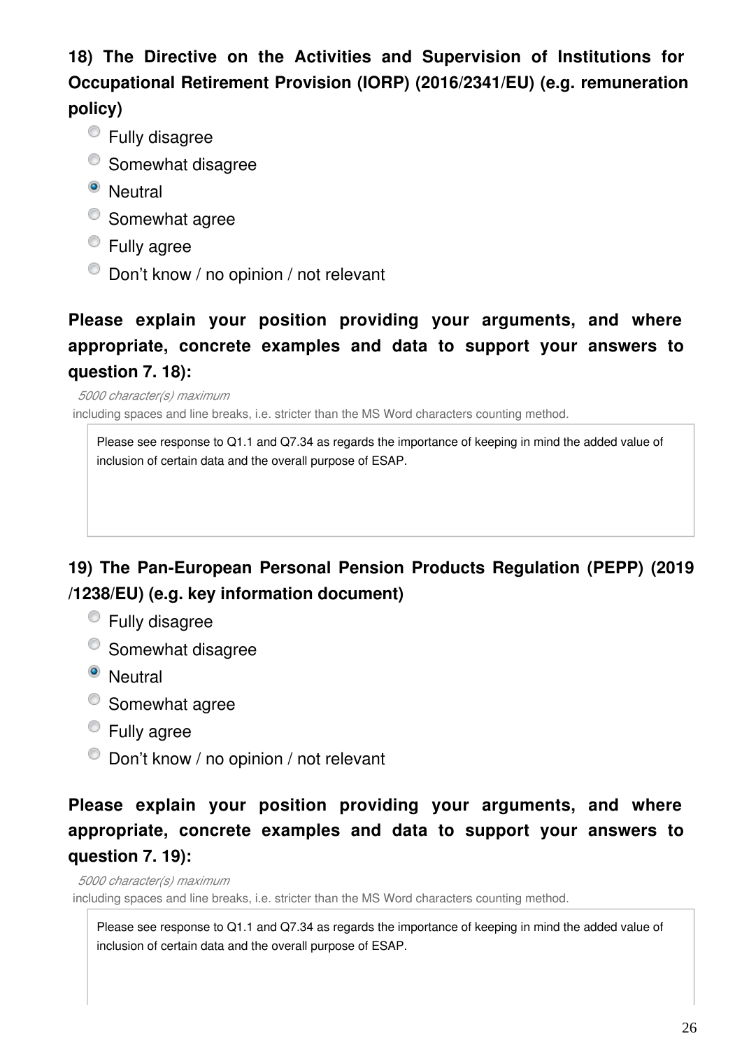**18) The Directive on the Activities and Supervision of Institutions for Occupational Retirement Provision (IORP) (2016/2341/EU) (e.g. remuneration policy)**

- ○ Fully disagree
- ○ Somewhat disagree
- ● Neutral
- ○ Somewhat agree
- ○ Fully agree
- ○ Don't know / no opinion / not relevant

**Please explain your position providing your arguments, and where appropriate, concrete examples and data to support your answers to question 7. 18):**

*5000 character(s) maximum*

including spaces and line breaks, i.e. stricter than the MS Word characters counting method.

Please see response to Q1.1 and Q7.34 as regards the importance of keeping in mind the added value of inclusion of certain data and the overall purpose of ESAP.

**19) The Pan-European Personal Pension Products Regulation (PEPP) (2019 /1238/EU) (e.g. key information document)**

- ○ Fully disagree
- ○ Somewhat disagree
- ● Neutral
- ○ Somewhat agree
- ○ Fully agree
- ○ Don't know / no opinion / not relevant

**Please explain your position providing your arguments, and where appropriate, concrete examples and data to support your answers to question 7. 19):**

*5000 character(s) maximum*

including spaces and line breaks, i.e. stricter than the MS Word characters counting method.

Please see response to Q1.1 and Q7.34 as regards the importance of keeping in mind the added value of inclusion of certain data and the overall purpose of ESAP.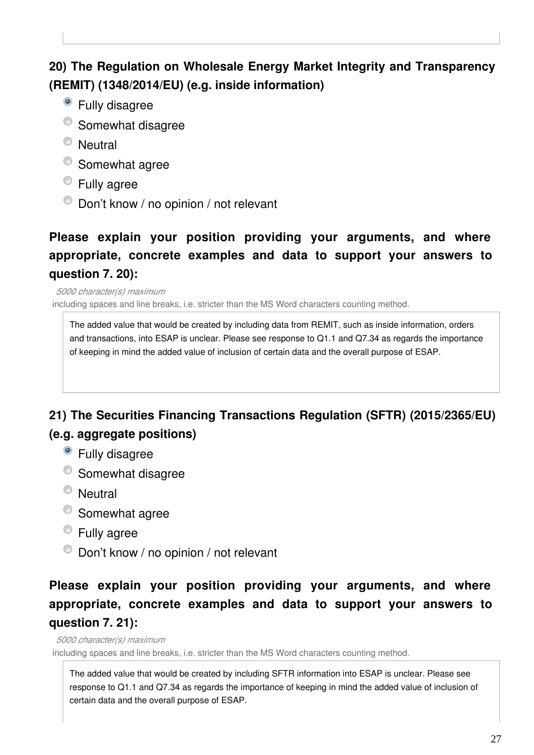**20) The Regulation on Wholesale Energy Market Integrity and Transparency (REMIT) (1348/2014/EU) (e.g. inside information)**

- [x] Fully disagree
- [ ] Somewhat disagree
- [ ] Neutral
- [ ] Somewhat agree
- [ ] Fully agree
- [ ] Don't know / no opinion / not relevant

**Please explain your position providing your arguments, and where appropriate, concrete examples and data to support your answers to question 7. 20):**

*5000 character(s) maximum*

including spaces and line breaks, i.e. stricter than the MS Word characters counting method.

The added value that would be created by including data from REMIT, such as inside information, orders and transactions, into ESAP is unclear. Please see response to Q1.1 and Q7.34 as regards the importance of keeping in mind the added value of inclusion of certain data and the overall purpose of ESAP.

**21) The Securities Financing Transactions Regulation (SFTR) (2015/2365/EU) (e.g. aggregate positions)**

- [x] Fully disagree
- [ ] Somewhat disagree
- [ ] Neutral
- [ ] Somewhat agree
- [ ] Fully agree
- [ ] Don't know / no opinion / not relevant

**Please explain your position providing your arguments, and where appropriate, concrete examples and data to support your answers to question 7. 21):**

*5000 character(s) maximum*

including spaces and line breaks, i.e. stricter than the MS Word characters counting method.

The added value that would be created by including SFTR information into ESAP is unclear. Please see response to Q1.1 and Q7.34 as regards the importance of keeping in mind the added value of inclusion of certain data and the overall purpose of ESAP.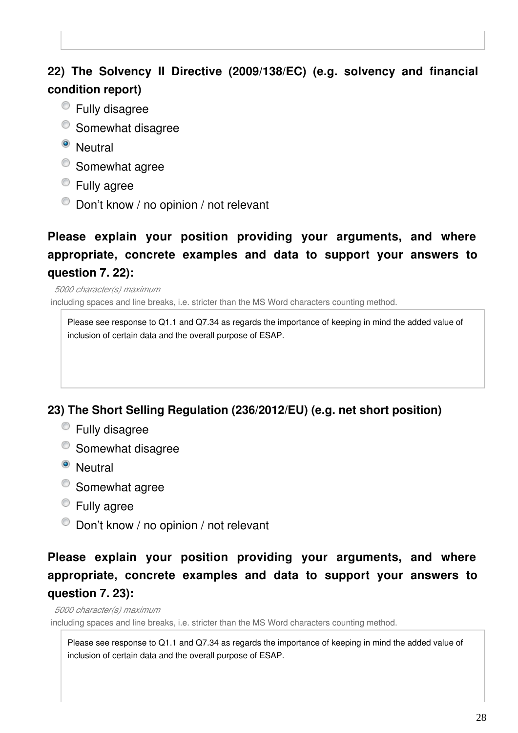**22) The Solvency II Directive (2009/138/EC) (e.g. solvency and financial condition report)**

- ○ Fully disagree
- ○ Somewhat disagree
- ● Neutral
- ○ Somewhat agree
- ○ Fully agree
- ○ Don't know / no opinion / not relevant

**Please explain your position providing your arguments, and where appropriate, concrete examples and data to support your answers to question 7. 22):**

*5000 character(s) maximum*

including spaces and line breaks, i.e. stricter than the MS Word characters counting method.

Please see response to Q1.1 and Q7.34 as regards the importance of keeping in mind the added value of inclusion of certain data and the overall purpose of ESAP.

**23) The Short Selling Regulation (236/2012/EU) (e.g. net short position)**

- ○ Fully disagree
- ○ Somewhat disagree
- ● Neutral
- ○ Somewhat agree
- ○ Fully agree
- ○ Don't know / no opinion / not relevant

**Please explain your position providing your arguments, and where appropriate, concrete examples and data to support your answers to question 7. 23):**

*5000 character(s) maximum*

including spaces and line breaks, i.e. stricter than the MS Word characters counting method.

Please see response to Q1.1 and Q7.34 as regards the importance of keeping in mind the added value of inclusion of certain data and the overall purpose of ESAP.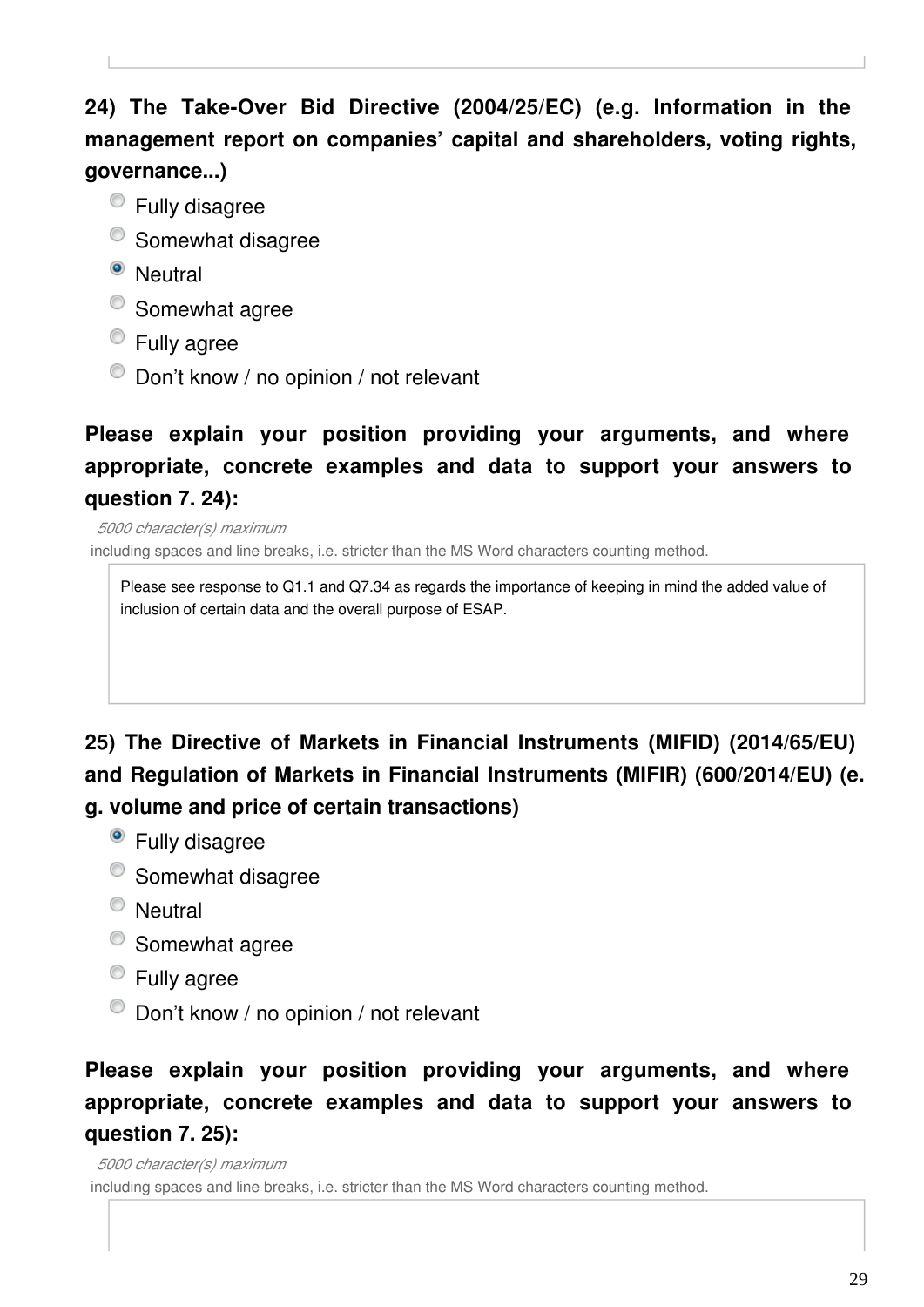**24) The Take-Over Bid Directive (2004/25/EC) (e.g. Information in the management report on companies' capital and shareholders, voting rights, governance...)**

- ○ Fully disagree
- ○ Somewhat disagree
- ● Neutral
- ○ Somewhat agree
- ○ Fully agree
- ○ Don't know / no opinion / not relevant

**Please explain your position providing your arguments, and where appropriate, concrete examples and data to support your answers to question 7. 24):**

*5000 character(s) maximum*

including spaces and line breaks, i.e. stricter than the MS Word characters counting method.

Please see response to Q1.1 and Q7.34 as regards the importance of keeping in mind the added value of inclusion of certain data and the overall purpose of ESAP.

**25) The Directive of Markets in Financial Instruments (MIFID) (2014/65/EU) and Regulation of Markets in Financial Instruments (MIFIR) (600/2014/EU) (e.g. volume and price of certain transactions)**

- ● Fully disagree
- ○ Somewhat disagree
- ○ Neutral
- ○ Somewhat agree
- ○ Fully agree
- ○ Don't know / no opinion / not relevant

**Please explain your position providing your arguments, and where appropriate, concrete examples and data to support your answers to question 7. 25):**

*5000 character(s) maximum*

including spaces and line breaks, i.e. stricter than the MS Word characters counting method.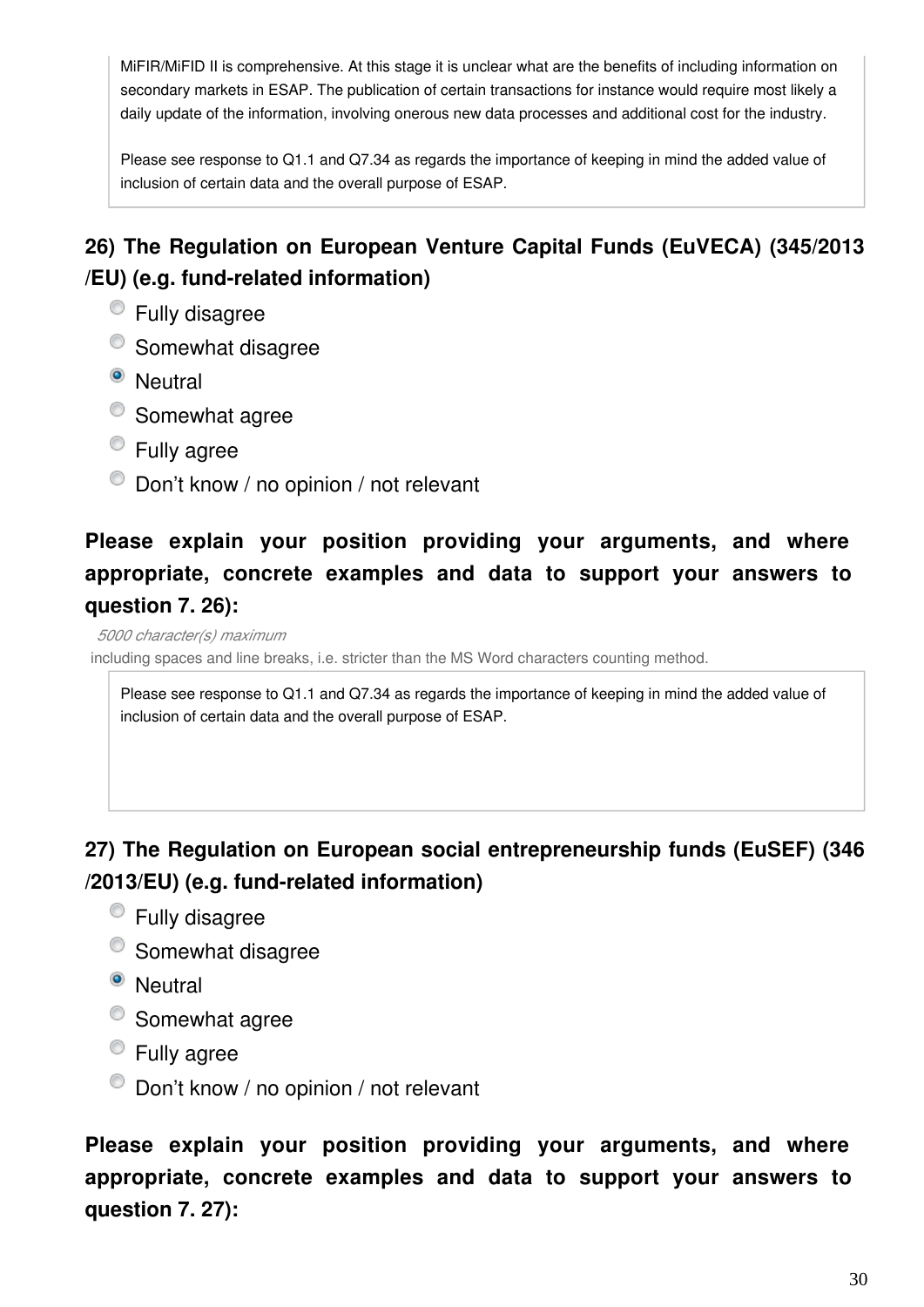MiFIR/MiFID II is comprehensive. At this stage it is unclear what are the benefits of including information on secondary markets in ESAP. The publication of certain transactions for instance would require most likely a daily update of the information, involving onerous new data processes and additional cost for the industry.

Please see response to Q1.1 and Q7.34 as regards the importance of keeping in mind the added value of inclusion of certain data and the overall purpose of ESAP.

**26) The Regulation on European Venture Capital Funds (EuVECA) (345/2013/EU) (e.g. fund-related information)**

- Fully disagree
- Somewhat disagree
- **Neutral** (selected)
- Somewhat agree
- Fully agree
- Don't know / no opinion / not relevant

**Please explain your position providing your arguments, and where appropriate, concrete examples and data to support your answers to question 7. 26):**

*5000 character(s) maximum*
including spaces and line breaks, i.e. stricter than the MS Word characters counting method.

Please see response to Q1.1 and Q7.34 as regards the importance of keeping in mind the added value of inclusion of certain data and the overall purpose of ESAP.

**27) The Regulation on European social entrepreneurship funds (EuSEF) (346/2013/EU) (e.g. fund-related information)**

- Fully disagree
- Somewhat disagree
- **Neutral** (selected)
- Somewhat agree
- Fully agree
- Don't know / no opinion / not relevant

**Please explain your position providing your arguments, and where appropriate, concrete examples and data to support your answers to question 7. 27):**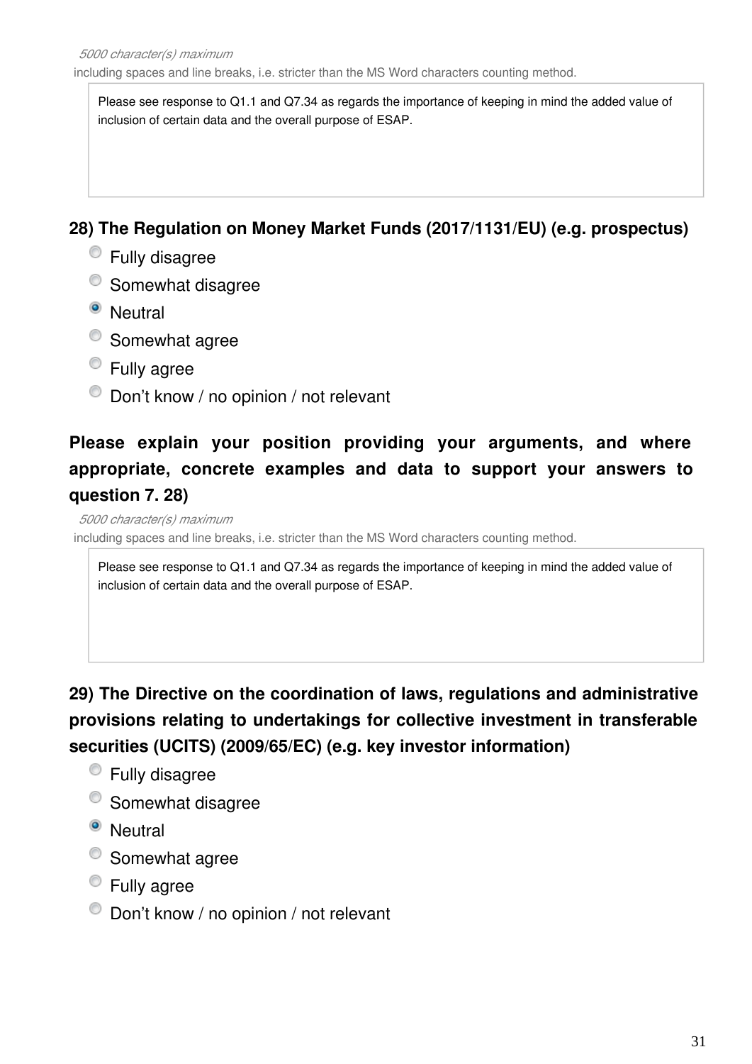*5000 character(s) maximum*

including spaces and line breaks, i.e. stricter than the MS Word characters counting method.

> Please see response to Q1.1 and Q7.34 as regards the importance of keeping in mind the added value of inclusion of certain data and the overall purpose of ESAP.

**28) The Regulation on Money Market Funds (2017/1131/EU) (e.g. prospectus)**

- ○ Fully disagree
- ○ Somewhat disagree
- ● Neutral
- ○ Somewhat agree
- ○ Fully agree
- ○ Don’t know / no opinion / not relevant

**Please explain your position providing your arguments, and where appropriate, concrete examples and data to support your answers to question 7. 28)**

*5000 character(s) maximum*

including spaces and line breaks, i.e. stricter than the MS Word characters counting method.

> Please see response to Q1.1 and Q7.34 as regards the importance of keeping in mind the added value of inclusion of certain data and the overall purpose of ESAP.

**29) The Directive on the coordination of laws, regulations and administrative provisions relating to undertakings for collective investment in transferable securities (UCITS) (2009/65/EC) (e.g. key investor information)**

- ○ Fully disagree
- ○ Somewhat disagree
- ● Neutral
- ○ Somewhat agree
- ○ Fully agree
- ○ Don’t know / no opinion / not relevant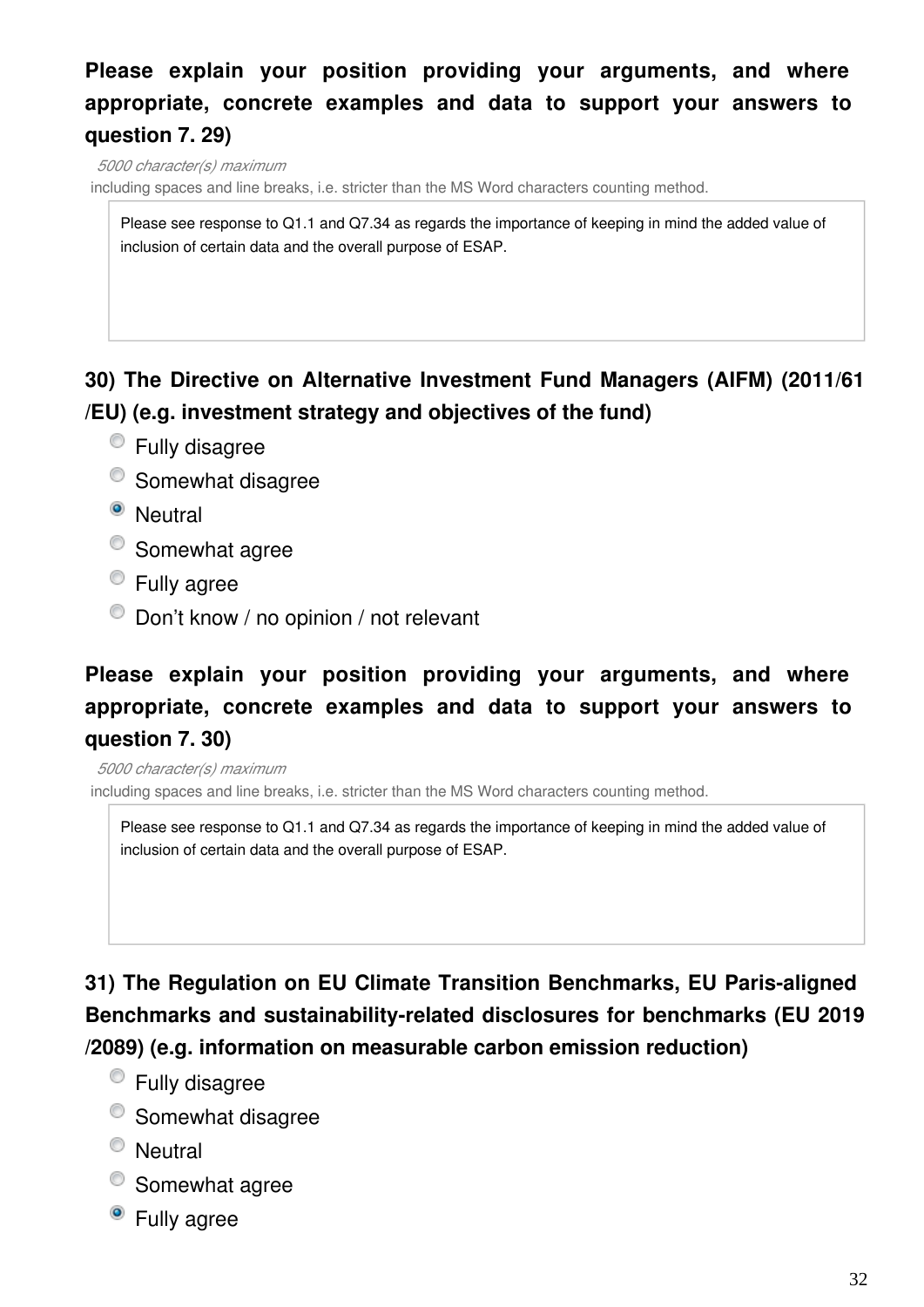**Please explain your position providing your arguments, and where appropriate, concrete examples and data to support your answers to question 7. 29)**

*5000 character(s) maximum*

including spaces and line breaks, i.e. stricter than the MS Word characters counting method.

> Please see response to Q1.1 and Q7.34 as regards the importance of keeping in mind the added value of inclusion of certain data and the overall purpose of ESAP.

### 30) The Directive on Alternative Investment Fund Managers (AIFM) (2011/61/EU) (e.g. investment strategy and objectives of the fund)

- ○ Fully disagree
- ○ Somewhat disagree
- ◉ Neutral
- ○ Somewhat agree
- ○ Fully agree
- ○ Don't know / no opinion / not relevant

**Please explain your position providing your arguments, and where appropriate, concrete examples and data to support your answers to question 7. 30)**

*5000 character(s) maximum*

including spaces and line breaks, i.e. stricter than the MS Word characters counting method.

> Please see response to Q1.1 and Q7.34 as regards the importance of keeping in mind the added value of inclusion of certain data and the overall purpose of ESAP.

### 31) The Regulation on EU Climate Transition Benchmarks, EU Paris-aligned Benchmarks and sustainability-related disclosures for benchmarks (EU 2019/2089) (e.g. information on measurable carbon emission reduction)

- ○ Fully disagree
- ○ Somewhat disagree
- ○ Neutral
- ○ Somewhat agree
- ◉ Fully agree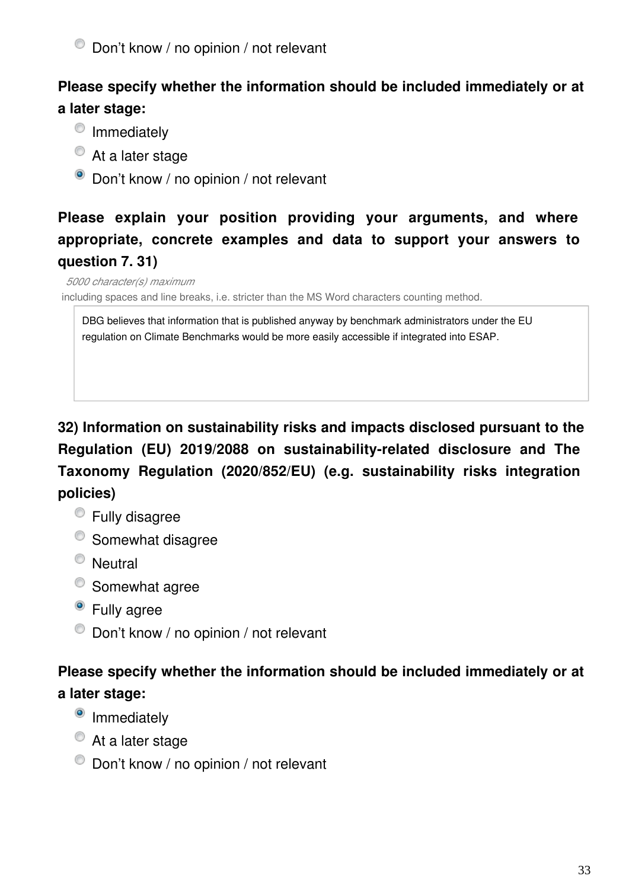- [ ] Don't know / no opinion / not relevant

**Please specify whether the information should be included immediately or at a later stage:**

- [ ] Immediately
- [ ] At a later stage
- [x] Don't know / no opinion / not relevant

**Please explain your position providing your arguments, and where appropriate, concrete examples and data to support your answers to question 7. 31)**

*5000 character(s) maximum*

including spaces and line breaks, i.e. stricter than the MS Word characters counting method.

DBG believes that information that is published anyway by benchmark administrators under the EU regulation on Climate Benchmarks would be more easily accessible if integrated into ESAP.

**32) Information on sustainability risks and impacts disclosed pursuant to the Regulation (EU) 2019/2088 on sustainability-related disclosure and The Taxonomy Regulation (2020/852/EU) (e.g. sustainability risks integration policies)**

- [ ] Fully disagree
- [ ] Somewhat disagree
- [ ] Neutral
- [ ] Somewhat agree
- [x] Fully agree
- [ ] Don't know / no opinion / not relevant

**Please specify whether the information should be included immediately or at a later stage:**

- [x] Immediately
- [ ] At a later stage
- [ ] Don't know / no opinion / not relevant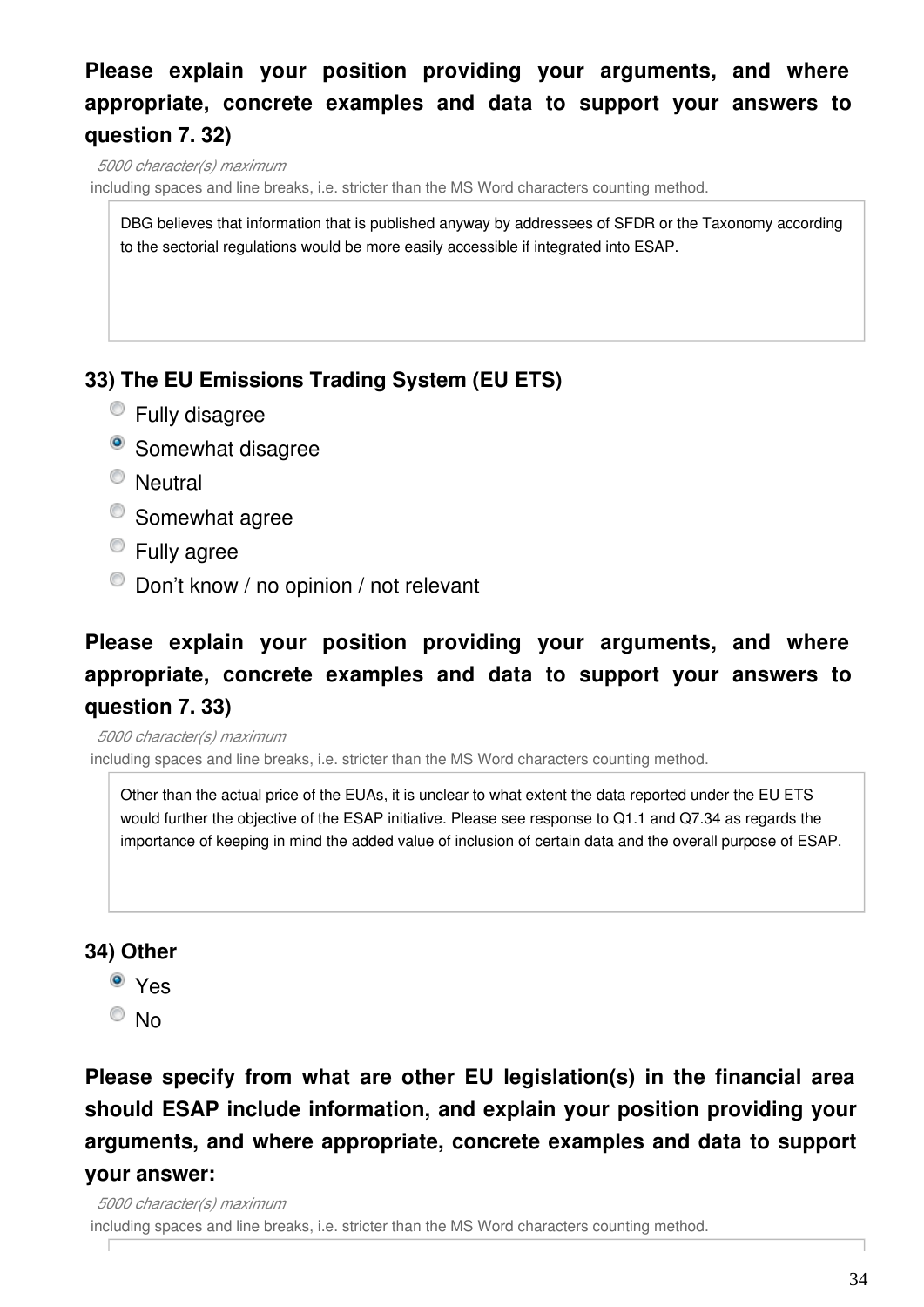**Please explain your position providing your arguments, and where appropriate, concrete examples and data to support your answers to question 7. 32)**

*5000 character(s) maximum*

including spaces and line breaks, i.e. stricter than the MS Word characters counting method.

> DBG believes that information that is published anyway by addressees of SFDR or the Taxonomy according to the sectorial regulations would be more easily accessible if integrated into ESAP.

### 33) The EU Emissions Trading System (EU ETS)

- ○ Fully disagree
- ● Somewhat disagree
- ○ Neutral
- ○ Somewhat agree
- ○ Fully agree
- ○ Don't know / no opinion / not relevant

**Please explain your position providing your arguments, and where appropriate, concrete examples and data to support your answers to question 7. 33)**

*5000 character(s) maximum*

including spaces and line breaks, i.e. stricter than the MS Word characters counting method.

> Other than the actual price of the EUAs, it is unclear to what extent the data reported under the EU ETS would further the objective of the ESAP initiative. Please see response to Q1.1 and Q7.34 as regards the importance of keeping in mind the added value of inclusion of certain data and the overall purpose of ESAP.

### 34) Other

- ● Yes
- ○ No

**Please specify from what are other EU legislation(s) in the financial area should ESAP include information, and explain your position providing your arguments, and where appropriate, concrete examples and data to support your answer:**

*5000 character(s) maximum*

including spaces and line breaks, i.e. stricter than the MS Word characters counting method.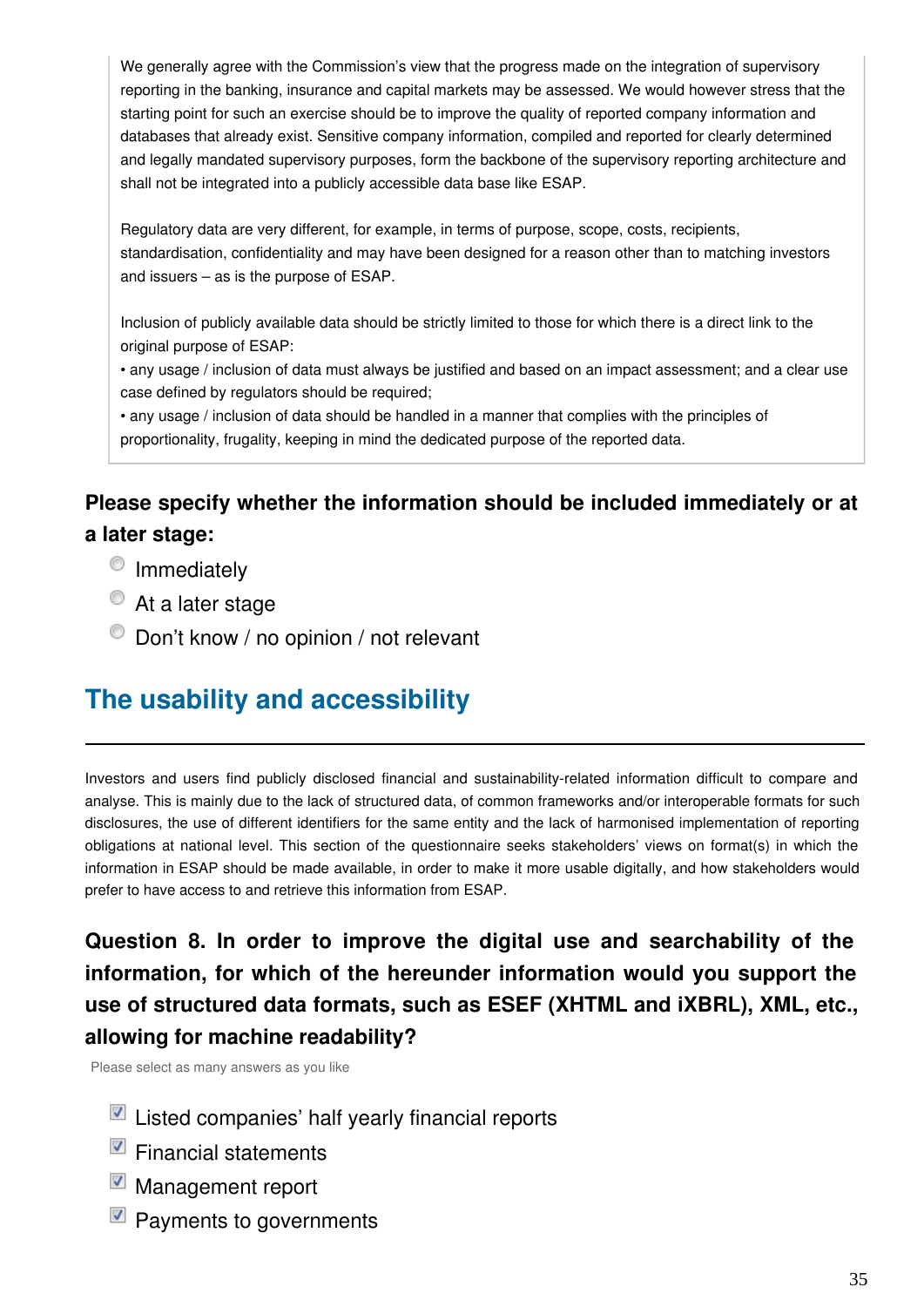We generally agree with the Commission's view that the progress made on the integration of supervisory reporting in the banking, insurance and capital markets may be assessed. We would however stress that the starting point for such an exercise should be to improve the quality of reported company information and databases that already exist. Sensitive company information, compiled and reported for clearly determined and legally mandated supervisory purposes, form the backbone of the supervisory reporting architecture and shall not be integrated into a publicly accessible data base like ESAP.

Regulatory data are very different, for example, in terms of purpose, scope, costs, recipients, standardisation, confidentiality and may have been designed for a reason other than to matching investors and issuers – as is the purpose of ESAP.

Inclusion of publicly available data should be strictly limited to those for which there is a direct link to the original purpose of ESAP:
• any usage / inclusion of data must always be justified and based on an impact assessment; and a clear use case defined by regulators should be required;
• any usage / inclusion of data should be handled in a manner that complies with the principles of proportionality, frugality, keeping in mind the dedicated purpose of the reported data.

**Please specify whether the information should be included immediately or at a later stage:**

- ○ Immediately
- ○ At a later stage
- ○ Don't know / no opinion / not relevant

## The usability and accessibility

Investors and users find publicly disclosed financial and sustainability-related information difficult to compare and analyse. This is mainly due to the lack of structured data, of common frameworks and/or interoperable formats for such disclosures, the use of different identifiers for the same entity and the lack of harmonised implementation of reporting obligations at national level. This section of the questionnaire seeks stakeholders' views on format(s) in which the information in ESAP should be made available, in order to make it more usable digitally, and how stakeholders would prefer to have access to and retrieve this information from ESAP.

### Question 8. In order to improve the digital use and searchability of the information, for which of the hereunder information would you support the use of structured data formats, such as ESEF (XHTML and iXBRL), XML, etc., allowing for machine readability?

Please select as many answers as you like

- [x] Listed companies' half yearly financial reports
- [x] Financial statements
- [x] Management report
- [x] Payments to governments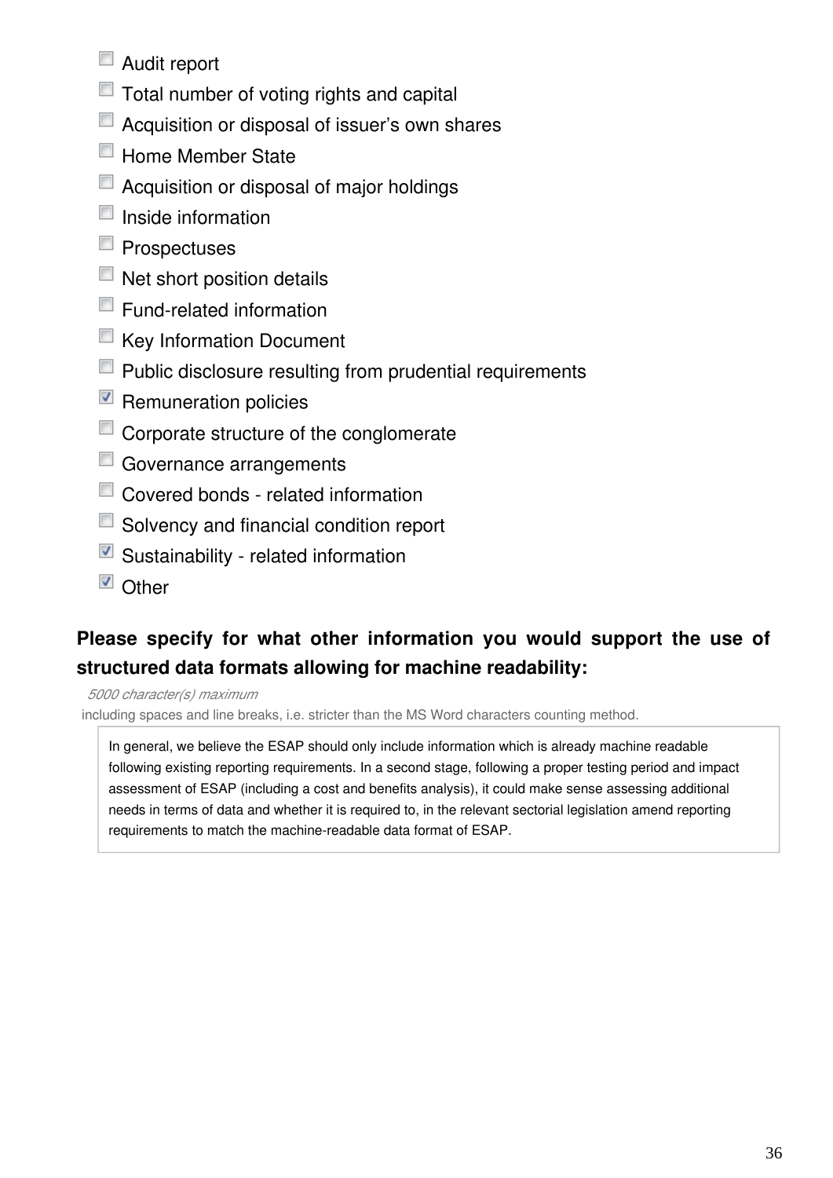- [ ] Audit report
- [ ] Total number of voting rights and capital
- [ ] Acquisition or disposal of issuer's own shares
- [ ] Home Member State
- [ ] Acquisition or disposal of major holdings
- [ ] Inside information
- [ ] Prospectuses
- [ ] Net short position details
- [ ] Fund-related information
- [ ] Key Information Document
- [ ] Public disclosure resulting from prudential requirements
- [x] Remuneration policies
- [ ] Corporate structure of the conglomerate
- [ ] Governance arrangements
- [ ] Covered bonds - related information
- [ ] Solvency and financial condition report
- [x] Sustainability - related information
- [x] Other

**Please specify for what other information you would support the use of structured data formats allowing for machine readability:**

*5000 character(s) maximum*

including spaces and line breaks, i.e. stricter than the MS Word characters counting method.

In general, we believe the ESAP should only include information which is already machine readable following existing reporting requirements. In a second stage, following a proper testing period and impact assessment of ESAP (including a cost and benefits analysis), it could make sense assessing additional needs in terms of data and whether it is required to, in the relevant sectorial legislation amend reporting requirements to match the machine-readable data format of ESAP.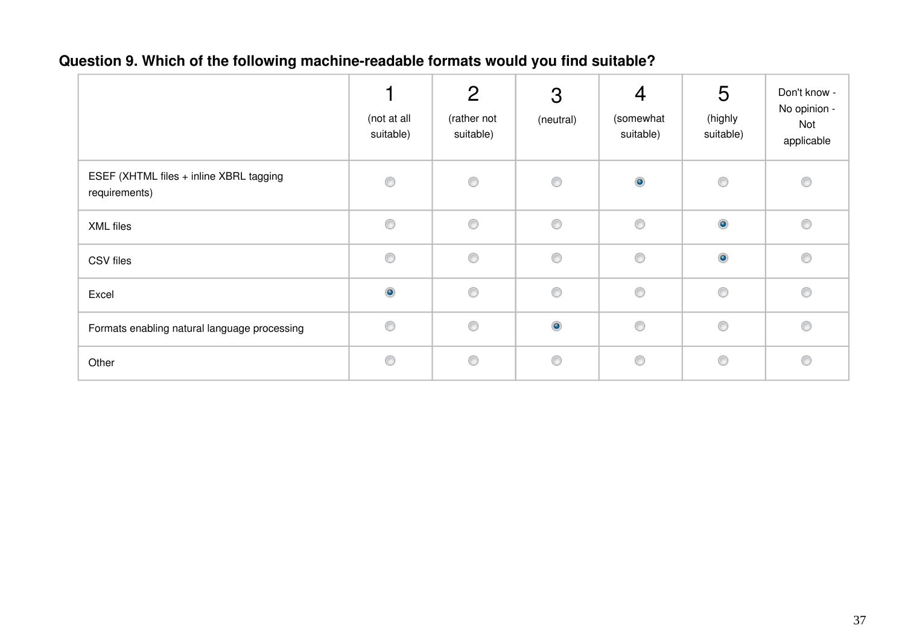**Question 9. Which of the following machine-readable formats would you find suitable?**

| | 1 (not at all suitable) | 2 (rather not suitable) | 3 (neutral) | 4 (somewhat suitable) | 5 (highly suitable) | Don't know - No opinion - Not applicable |
|---|---|---|---|---|---|---|
| ESEF (XHTML files + inline XBRL tagging requirements) | | | | X | | |
| XML files | | | | | X | |
| CSV files | | | | | X | |
| Excel | X | | | | | |
| Formats enabling natural language processing | | | X | | | |
| Other | | | | | | |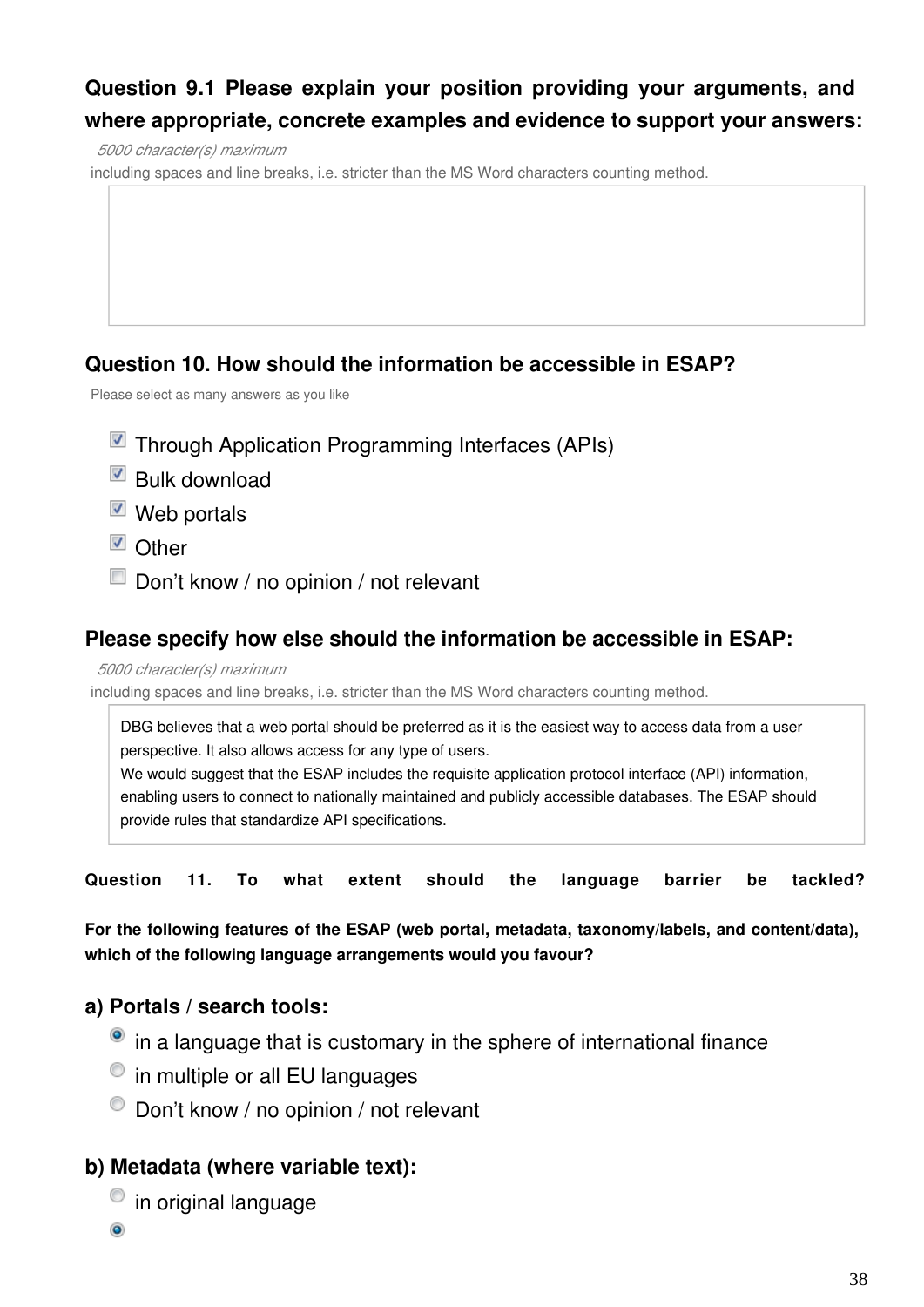### Question 9.1 Please explain your position providing your arguments, and where appropriate, concrete examples and evidence to support your answers:

*5000 character(s) maximum*

including spaces and line breaks, i.e. stricter than the MS Word characters counting method.

### Question 10. How should the information be accessible in ESAP?

Please select as many answers as you like

- [x] Through Application Programming Interfaces (APIs)
- [x] Bulk download
- [x] Web portals
- [x] Other
- [ ] Don't know / no opinion / not relevant

### Please specify how else should the information be accessible in ESAP:

*5000 character(s) maximum*

including spaces and line breaks, i.e. stricter than the MS Word characters counting method.

DBG believes that a web portal should be preferred as it is the easiest way to access data from a user perspective. It also allows access for any type of users.
We would suggest that the ESAP includes the requisite application protocol interface (API) information, enabling users to connect to nationally maintained and publicly accessible databases. The ESAP should provide rules that standardize API specifications.

**Question 11. To what extent should the language barrier be tackled?**

**For the following features of the ESAP (web portal, metadata, taxonomy/labels, and content/data), which of the following language arrangements would you favour?**

### a) Portals / search tools:

- (•) in a language that is customary in the sphere of international finance
- ( ) in multiple or all EU languages
- ( ) Don't know / no opinion / not relevant

### b) Metadata (where variable text):

- ( ) in original language
- (•)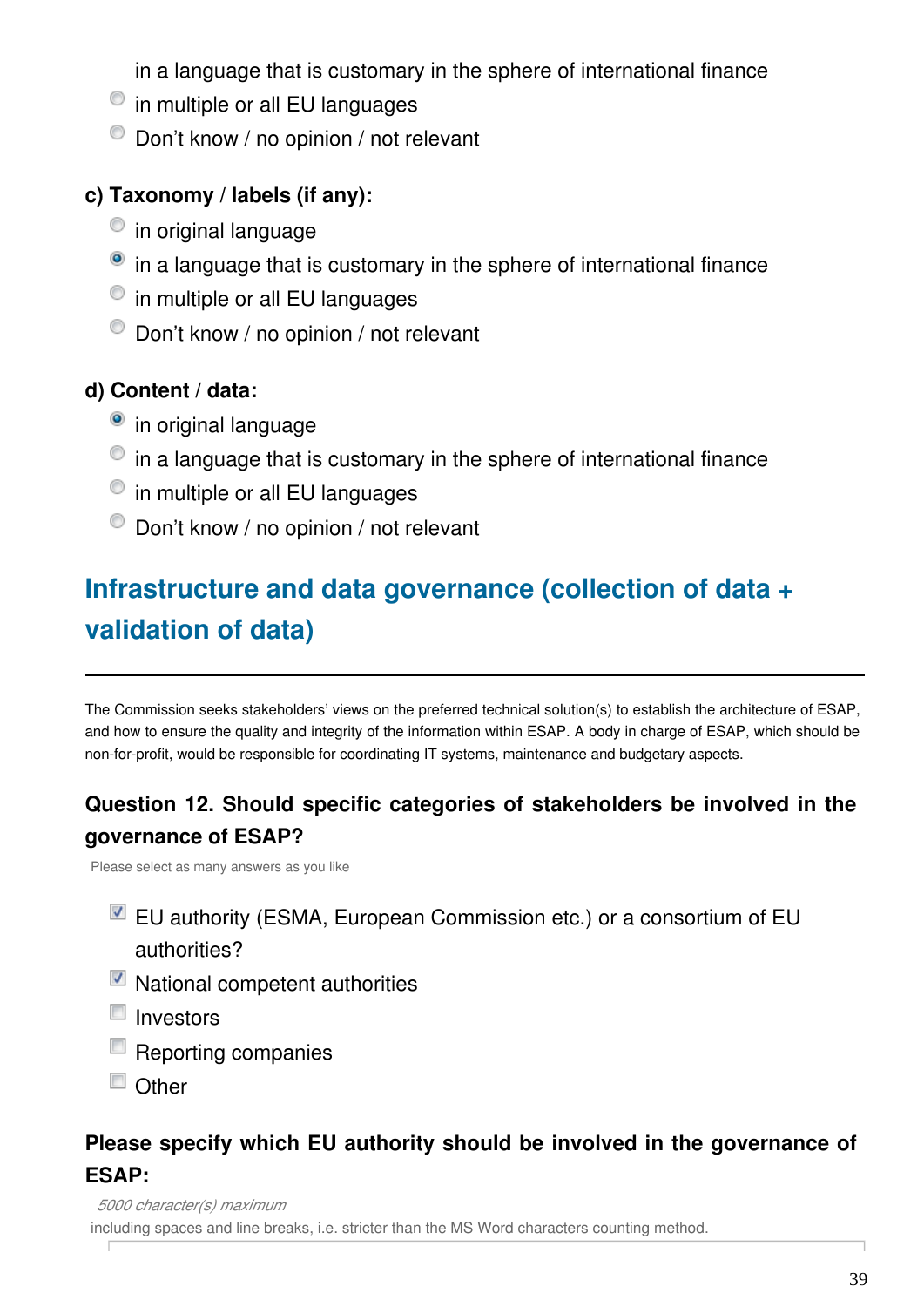in a language that is customary in the sphere of international finance

- in multiple or all EU languages
- Don't know / no opinion / not relevant

### c) Taxonomy / labels (if any):

- in original language
- ● in a language that is customary in the sphere of international finance
- in multiple or all EU languages
- Don't know / no opinion / not relevant

### d) Content / data:

- ● in original language
- in a language that is customary in the sphere of international finance
- in multiple or all EU languages
- Don't know / no opinion / not relevant

## Infrastructure and data governance (collection of data + validation of data)

The Commission seeks stakeholders' views on the preferred technical solution(s) to establish the architecture of ESAP, and how to ensure the quality and integrity of the information within ESAP. A body in charge of ESAP, which should be non-for-profit, would be responsible for coordinating IT systems, maintenance and budgetary aspects.

### Question 12. Should specific categories of stakeholders be involved in the governance of ESAP?

Please select as many answers as you like

- [x] EU authority (ESMA, European Commission etc.) or a consortium of EU authorities?
- [x] National competent authorities
- [ ] Investors
- [ ] Reporting companies
- [ ] Other

### Please specify which EU authority should be involved in the governance of ESAP:

*5000 character(s) maximum*

including spaces and line breaks, i.e. stricter than the MS Word characters counting method.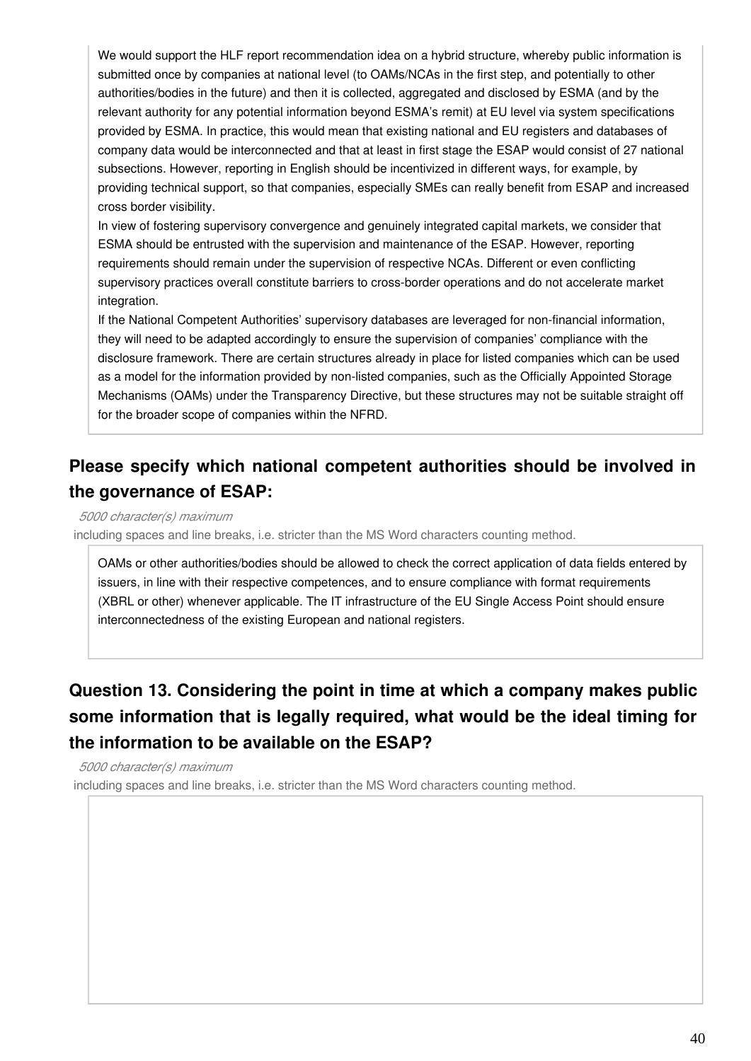We would support the HLF report recommendation idea on a hybrid structure, whereby public information is submitted once by companies at national level (to OAMs/NCAs in the first step, and potentially to other authorities/bodies in the future) and then it is collected, aggregated and disclosed by ESMA (and by the relevant authority for any potential information beyond ESMA's remit) at EU level via system specifications provided by ESMA. In practice, this would mean that existing national and EU registers and databases of company data would be interconnected and that at least in first stage the ESAP would consist of 27 national subsections. However, reporting in English should be incentivized in different ways, for example, by providing technical support, so that companies, especially SMEs can really benefit from ESAP and increased cross border visibility.
In view of fostering supervisory convergence and genuinely integrated capital markets, we consider that ESMA should be entrusted with the supervision and maintenance of the ESAP. However, reporting requirements should remain under the supervision of respective NCAs. Different or even conflicting supervisory practices overall constitute barriers to cross-border operations and do not accelerate market integration.
If the National Competent Authorities' supervisory databases are leveraged for non-financial information, they will need to be adapted accordingly to ensure the supervision of companies' compliance with the disclosure framework. There are certain structures already in place for listed companies which can be used as a model for the information provided by non-listed companies, such as the Officially Appointed Storage Mechanisms (OAMs) under the Transparency Directive, but these structures may not be suitable straight off for the broader scope of companies within the NFRD.

## Please specify which national competent authorities should be involved in the governance of ESAP:

*5000 character(s) maximum*
including spaces and line breaks, i.e. stricter than the MS Word characters counting method.

OAMs or other authorities/bodies should be allowed to check the correct application of data fields entered by issuers, in line with their respective competences, and to ensure compliance with format requirements (XBRL or other) whenever applicable. The IT infrastructure of the EU Single Access Point should ensure interconnectedness of the existing European and national registers.

## Question 13. Considering the point in time at which a company makes public some information that is legally required, what would be the ideal timing for the information to be available on the ESAP?

*5000 character(s) maximum*
including spaces and line breaks, i.e. stricter than the MS Word characters counting method.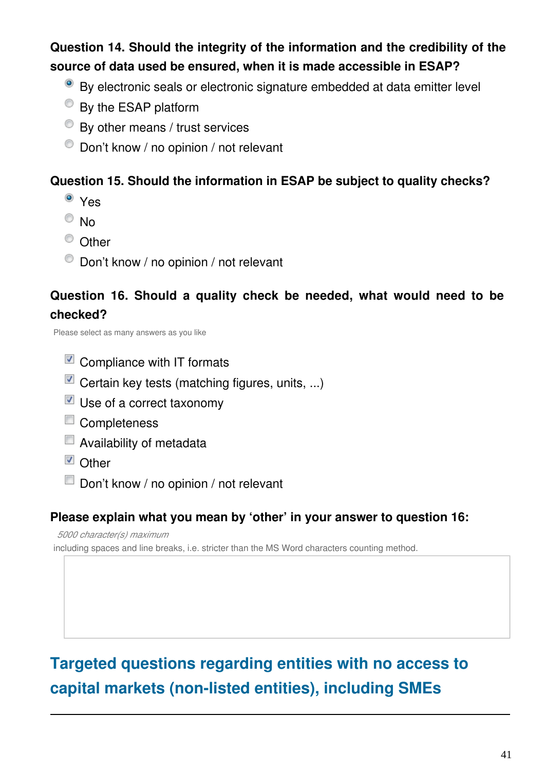**Question 14. Should the integrity of the information and the credibility of the source of data used be ensured, when it is made accessible in ESAP?**

- (x) By electronic seals or electronic signature embedded at data emitter level
- ( ) By the ESAP platform
- ( ) By other means / trust services
- ( ) Don't know / no opinion / not relevant

**Question 15. Should the information in ESAP be subject to quality checks?**

- (x) Yes
- ( ) No
- ( ) Other
- ( ) Don't know / no opinion / not relevant

**Question 16. Should a quality check be needed, what would need to be checked?**

Please select as many answers as you like

- [x] Compliance with IT formats
- [x] Certain key tests (matching figures, units, ...)
- [x] Use of a correct taxonomy
- [ ] Completeness
- [ ] Availability of metadata
- [x] Other
- [ ] Don't know / no opinion / not relevant

**Please explain what you mean by 'other' in your answer to question 16:**

*5000 character(s) maximum*

including spaces and line breaks, i.e. stricter than the MS Word characters counting method.

## Targeted questions regarding entities with no access to capital markets (non-listed entities), including SMEs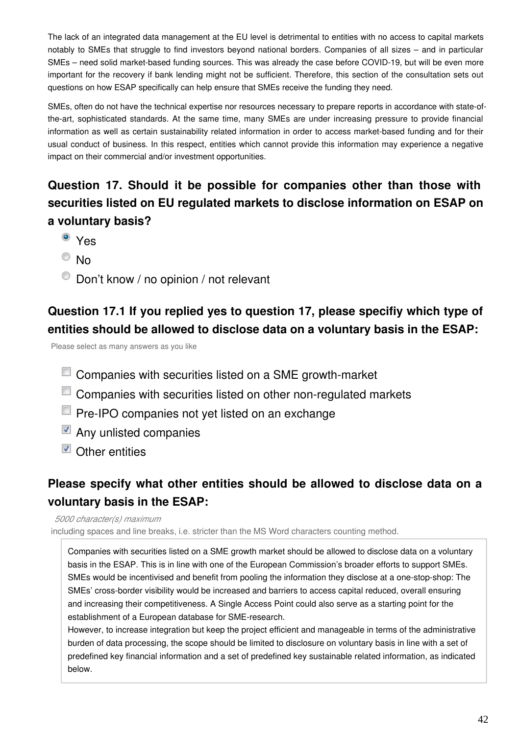The lack of an integrated data management at the EU level is detrimental to entities with no access to capital markets notably to SMEs that struggle to find investors beyond national borders. Companies of all sizes – and in particular SMEs – need solid market-based funding sources. This was already the case before COVID-19, but will be even more important for the recovery if bank lending might not be sufficient. Therefore, this section of the consultation sets out questions on how ESAP specifically can help ensure that SMEs receive the funding they need.

SMEs, often do not have the technical expertise nor resources necessary to prepare reports in accordance with state-of-the-art, sophisticated standards. At the same time, many SMEs are under increasing pressure to provide financial information as well as certain sustainability related information in order to access market-based funding and for their usual conduct of business. In this respect, entities which cannot provide this information may experience a negative impact on their commercial and/or investment opportunities.

## Question 17. Should it be possible for companies other than those with securities listed on EU regulated markets to disclose information on ESAP on a voluntary basis?

- (•) Yes
- ( ) No
- ( ) Don't know / no opinion / not relevant

## Question 17.1 If you replied yes to question 17, please specifiy which type of entities should be allowed to disclose data on a voluntary basis in the ESAP:

Please select as many answers as you like

- [ ] Companies with securities listed on a SME growth-market
- [ ] Companies with securities listed on other non-regulated markets
- [ ] Pre-IPO companies not yet listed on an exchange
- [x] Any unlisted companies
- [x] Other entities

## Please specify what other entities should be allowed to disclose data on a voluntary basis in the ESAP:

*5000 character(s) maximum*

including spaces and line breaks, i.e. stricter than the MS Word characters counting method.

Companies with securities listed on a SME growth market should be allowed to disclose data on a voluntary basis in the ESAP. This is in line with one of the European Commission's broader efforts to support SMEs. SMEs would be incentivised and benefit from pooling the information they disclose at a one-stop-shop: The SMEs' cross-border visibility would be increased and barriers to access capital reduced, overall ensuring and increasing their competitiveness. A Single Access Point could also serve as a starting point for the establishment of a European database for SME-research.

However, to increase integration but keep the project efficient and manageable in terms of the administrative burden of data processing, the scope should be limited to disclosure on voluntary basis in line with a set of predefined key financial information and a set of predefined key sustainable related information, as indicated below.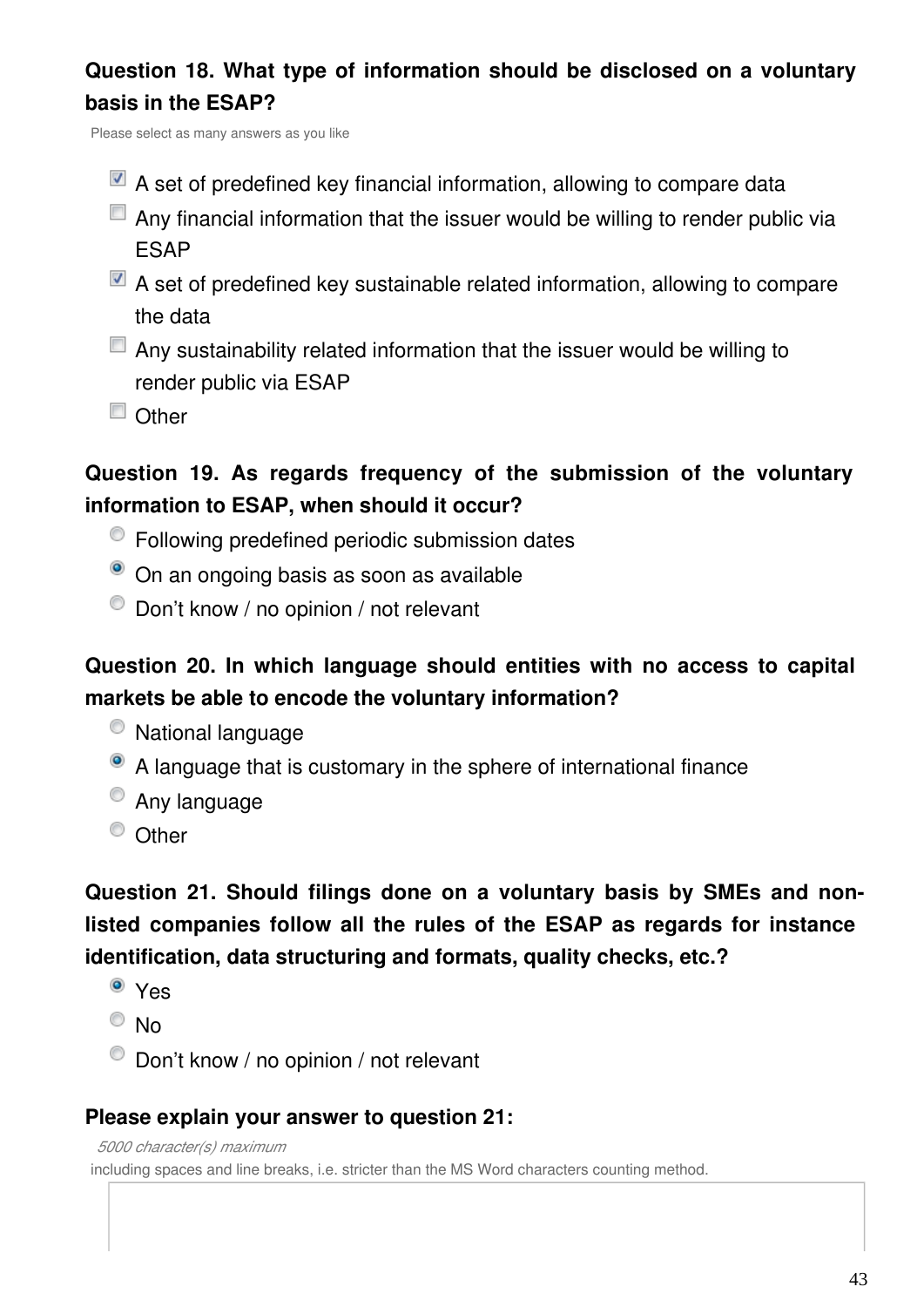**Question 18. What type of information should be disclosed on a voluntary basis in the ESAP?**

Please select as many answers as you like

- [x] A set of predefined key financial information, allowing to compare data
- [ ] Any financial information that the issuer would be willing to render public via ESAP
- [x] A set of predefined key sustainable related information, allowing to compare the data
- [ ] Any sustainability related information that the issuer would be willing to render public via ESAP
- [ ] Other

**Question 19. As regards frequency of the submission of the voluntary information to ESAP, when should it occur?**

- ( ) Following predefined periodic submission dates
- (•) On an ongoing basis as soon as available
- ( ) Don't know / no opinion / not relevant

**Question 20. In which language should entities with no access to capital markets be able to encode the voluntary information?**

- ( ) National language
- (•) A language that is customary in the sphere of international finance
- ( ) Any language
- ( ) Other

**Question 21. Should filings done on a voluntary basis by SMEs and non-listed companies follow all the rules of the ESAP as regards for instance identification, data structuring and formats, quality checks, etc.?**

- (•) Yes
- ( ) No
- ( ) Don't know / no opinion / not relevant

**Please explain your answer to question 21:**

*5000 character(s) maximum*

including spaces and line breaks, i.e. stricter than the MS Word characters counting method.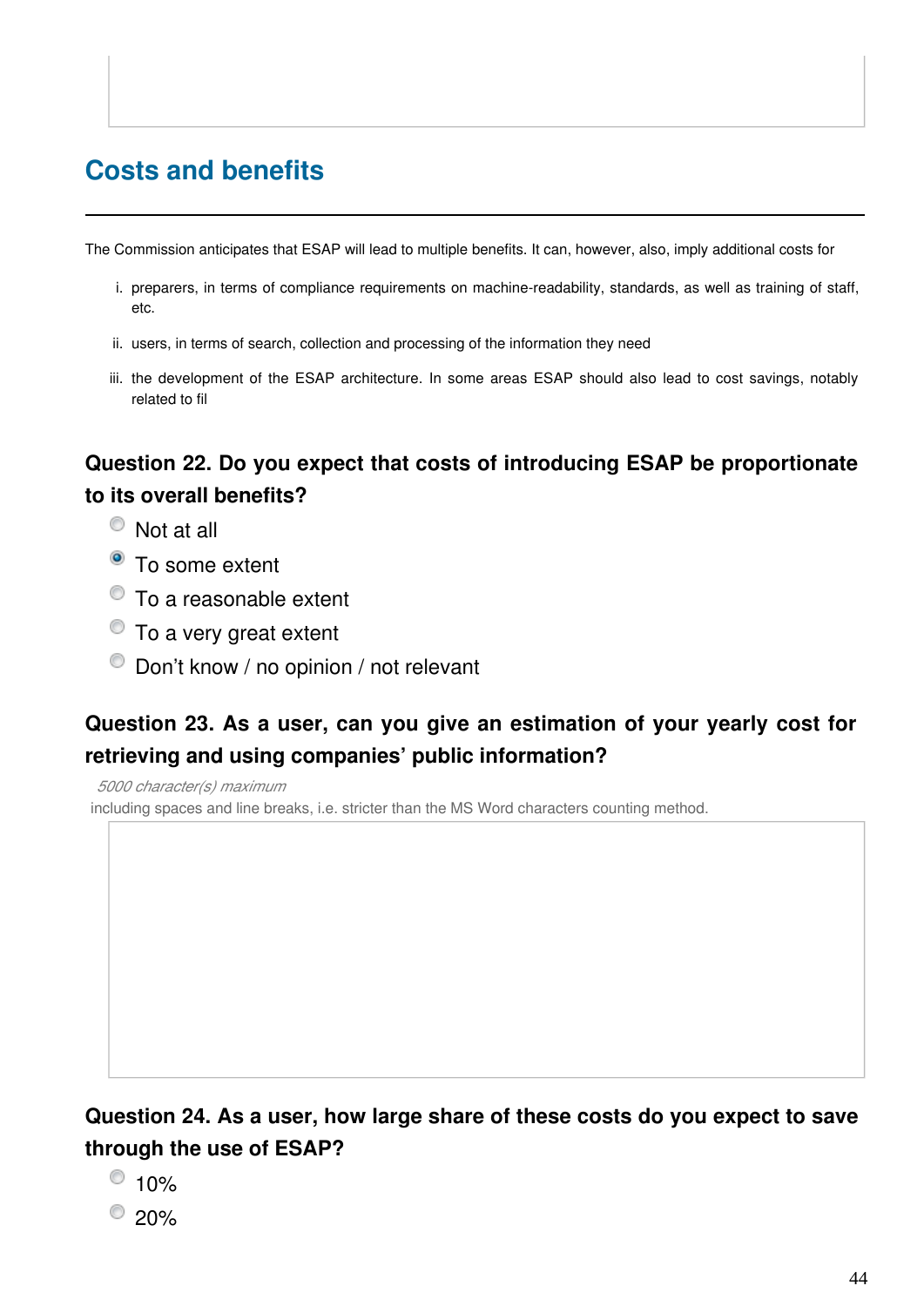## Costs and benefits

The Commission anticipates that ESAP will lead to multiple benefits. It can, however, also, imply additional costs for

i. preparers, in terms of compliance requirements on machine-readability, standards, as well as training of staff, etc.
ii. users, in terms of search, collection and processing of the information they need
iii. the development of the ESAP architecture. In some areas ESAP should also lead to cost savings, notably related to fil

### Question 22. Do you expect that costs of introducing ESAP be proportionate to its overall benefits?

- Not at all
- [x] To some extent
- To a reasonable extent
- To a very great extent
- Don't know / no opinion / not relevant

### Question 23. As a user, can you give an estimation of your yearly cost for retrieving and using companies' public information?

*5000 character(s) maximum*

including spaces and line breaks, i.e. stricter than the MS Word characters counting method.

### Question 24. As a user, how large share of these costs do you expect to save through the use of ESAP?

- 10%
- 20%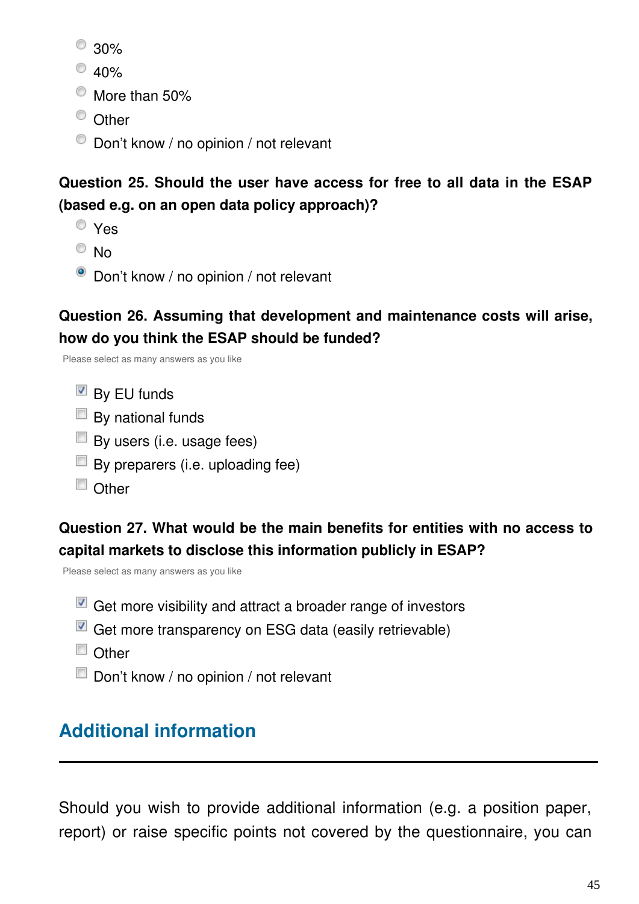- 30%
- 40%
- More than 50%
- Other
- Don't know / no opinion / not relevant

**Question 25. Should the user have access for free to all data in the ESAP (based e.g. on an open data policy approach)?**

- Yes
- No
- (x) Don't know / no opinion / not relevant

**Question 26. Assuming that development and maintenance costs will arise, how do you think the ESAP should be funded?**

Please select as many answers as you like

- [x] By EU funds
- [ ] By national funds
- [ ] By users (i.e. usage fees)
- [ ] By preparers (i.e. uploading fee)
- [ ] Other

**Question 27. What would be the main benefits for entities with no access to capital markets to disclose this information publicly in ESAP?**

Please select as many answers as you like

- [x] Get more visibility and attract a broader range of investors
- [x] Get more transparency on ESG data (easily retrievable)
- [ ] Other
- [ ] Don't know / no opinion / not relevant

## Additional information

Should you wish to provide additional information (e.g. a position paper, report) or raise specific points not covered by the questionnaire, you can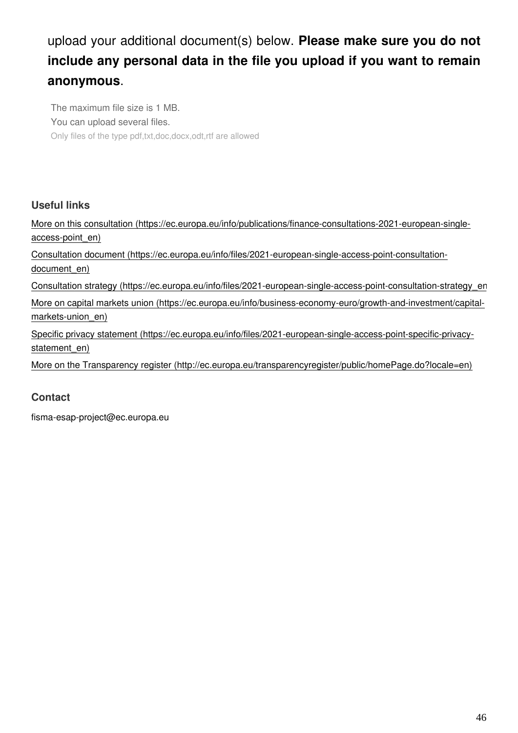upload your additional document(s) below. **Please make sure you do not include any personal data in the file you upload if you want to remain anonymous**.

The maximum file size is 1 MB.
You can upload several files.
Only files of the type pdf,txt,doc,docx,odt,rtf are allowed

### Useful links

More on this consultation (https://ec.europa.eu/info/publications/finance-consultations-2021-european-single-access-point_en)

Consultation document (https://ec.europa.eu/info/files/2021-european-single-access-point-consultation-document_en)

Consultation strategy (https://ec.europa.eu/info/files/2021-european-single-access-point-consultation-strategy_en

More on capital markets union (https://ec.europa.eu/info/business-economy-euro/growth-and-investment/capital-markets-union_en)

Specific privacy statement (https://ec.europa.eu/info/files/2021-european-single-access-point-specific-privacy-statement_en)

More on the Transparency register (http://ec.europa.eu/transparencyregister/public/homePage.do?locale=en)

### Contact

fisma-esap-project@ec.europa.eu